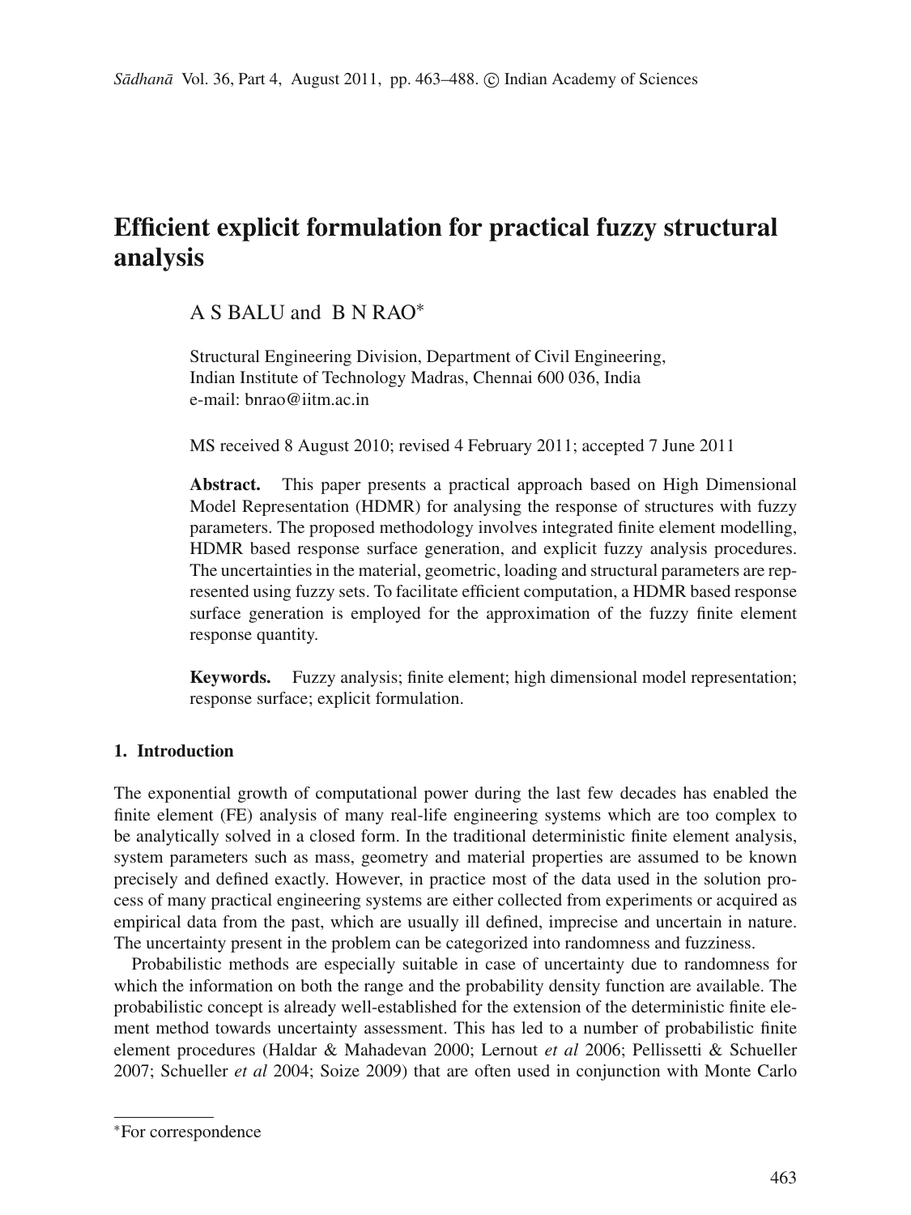# Efficient explicit formulation for practical fuzzy structural analysis

A S BALU and B N RAO*

Structural Engineering Division, Department of Civil Engineering, Indian Institute of Technology Madras, Chennai 600 036, India
e-mail: bnrao@iitm.ac.in

MS received 8 August 2010; revised 4 February 2011; accepted 7 June 2011

**Abstract.** This paper presents a practical approach based on High Dimensional Model Representation (HDMR) for analysing the response of structures with fuzzy parameters. The proposed methodology involves integrated finite element modelling, HDMR based response surface generation, and explicit fuzzy analysis procedures. The uncertainties in the material, geometric, loading and structural parameters are represented using fuzzy sets. To facilitate efficient computation, a HDMR based response surface generation is employed for the approximation of the fuzzy finite element response quantity.

**Keywords.** Fuzzy analysis; finite element; high dimensional model representation; response surface; explicit formulation.

## 1. Introduction

The exponential growth of computational power during the last few decades has enabled the finite element (FE) analysis of many real-life engineering systems which are too complex to be analytically solved in a closed form. In the traditional deterministic finite element analysis, system parameters such as mass, geometry and material properties are assumed to be known precisely and defined exactly. However, in practice most of the data used in the solution process of many practical engineering systems are either collected from experiments or acquired as empirical data from the past, which are usually ill defined, imprecise and uncertain in nature. The uncertainty present in the problem can be categorized into randomness and fuzziness.

Probabilistic methods are especially suitable in case of uncertainty due to randomness for which the information on both the range and the probability density function are available. The probabilistic concept is already well-established for the extension of the deterministic finite element method towards uncertainty assessment. This has led to a number of probabilistic finite element procedures (Haldar & Mahadevan 2000; Lernout *et al* 2006; Pellissetti & Schueller 2007; Schueller *et al* 2004; Soize 2009) that are often used in conjunction with Monte Carlo

*For correspondence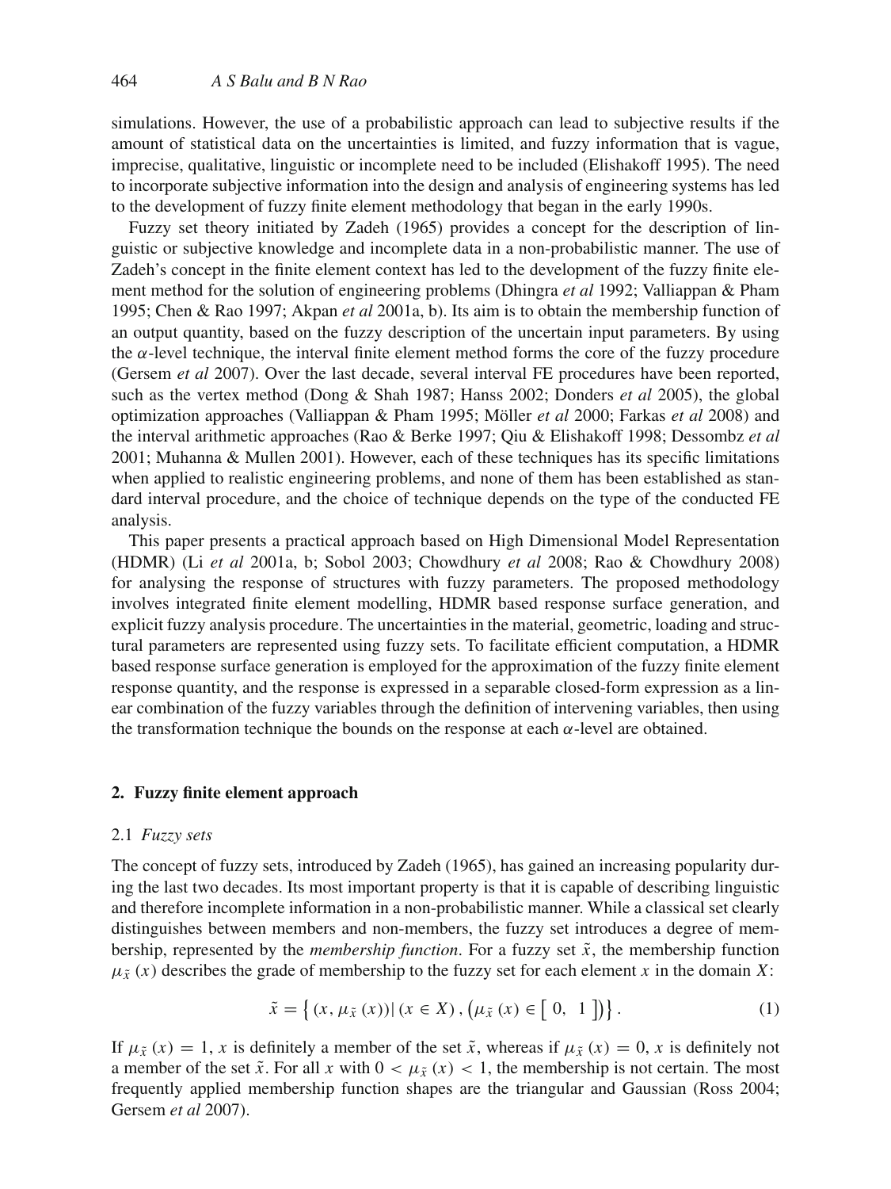simulations. However, the use of a probabilistic approach can lead to subjective results if the amount of statistical data on the uncertainties is limited, and fuzzy information that is vague, imprecise, qualitative, linguistic or incomplete need to be included (Elishakoff 1995). The need to incorporate subjective information into the design and analysis of engineering systems has led to the development of fuzzy finite element methodology that began in the early 1990s.

Fuzzy set theory initiated by Zadeh (1965) provides a concept for the description of linguistic or subjective knowledge and incomplete data in a non-probabilistic manner. The use of Zadeh's concept in the finite element context has led to the development of the fuzzy finite element method for the solution of engineering problems (Dhingra *et al* 1992; Valliappan & Pham 1995; Chen & Rao 1997; Akpan *et al* 2001a, b). Its aim is to obtain the membership function of an output quantity, based on the fuzzy description of the uncertain input parameters. By using the $\alpha$-level technique, the interval finite element method forms the core of the fuzzy procedure (Gersem *et al* 2007). Over the last decade, several interval FE procedures have been reported, such as the vertex method (Dong & Shah 1987; Hanss 2002; Donders *et al* 2005), the global optimization approaches (Valliappan & Pham 1995; Möller *et al* 2000; Farkas *et al* 2008) and the interval arithmetic approaches (Rao & Berke 1997; Qiu & Elishakoff 1998; Dessombz *et al* 2001; Muhanna & Mullen 2001). However, each of these techniques has its specific limitations when applied to realistic engineering problems, and none of them has been established as standard interval procedure, and the choice of technique depends on the type of the conducted FE analysis.

This paper presents a practical approach based on High Dimensional Model Representation (HDMR) (Li *et al* 2001a, b; Sobol 2003; Chowdhury *et al* 2008; Rao & Chowdhury 2008) for analysing the response of structures with fuzzy parameters. The proposed methodology involves integrated finite element modelling, HDMR based response surface generation, and explicit fuzzy analysis procedure. The uncertainties in the material, geometric, loading and structural parameters are represented using fuzzy sets. To facilitate efficient computation, a HDMR based response surface generation is employed for the approximation of the fuzzy finite element response quantity, and the response is expressed in a separable closed-form expression as a linear combination of the fuzzy variables through the definition of intervening variables, then using the transformation technique the bounds on the response at each $\alpha$-level are obtained.

## 2. Fuzzy finite element approach

### 2.1 *Fuzzy sets*

The concept of fuzzy sets, introduced by Zadeh (1965), has gained an increasing popularity during the last two decades. Its most important property is that it is capable of describing linguistic and therefore incomplete information in a non-probabilistic manner. While a classical set clearly distinguishes between members and non-members, the fuzzy set introduces a degree of membership, represented by the *membership function*. For a fuzzy set $\tilde{x}$, the membership function $\mu_{\tilde{x}}(x)$ describes the grade of membership to the fuzzy set for each element $x$ in the domain $X$:

$$\tilde{x} = \left\{ (x, \mu_{\tilde{x}}(x)) | (x \in X), \left(\mu_{\tilde{x}}(x) \in [\, 0, \; 1 \,]\right) \right\}. \tag{1}$$

If $\mu_{\tilde{x}}(x) = 1$, $x$ is definitely a member of the set $\tilde{x}$, whereas if $\mu_{\tilde{x}}(x) = 0$, $x$ is definitely not a member of the set $\tilde{x}$. For all $x$ with $0 < \mu_{\tilde{x}}(x) < 1$, the membership is not certain. The most frequently applied membership function shapes are the triangular and Gaussian (Ross 2004; Gersem *et al* 2007).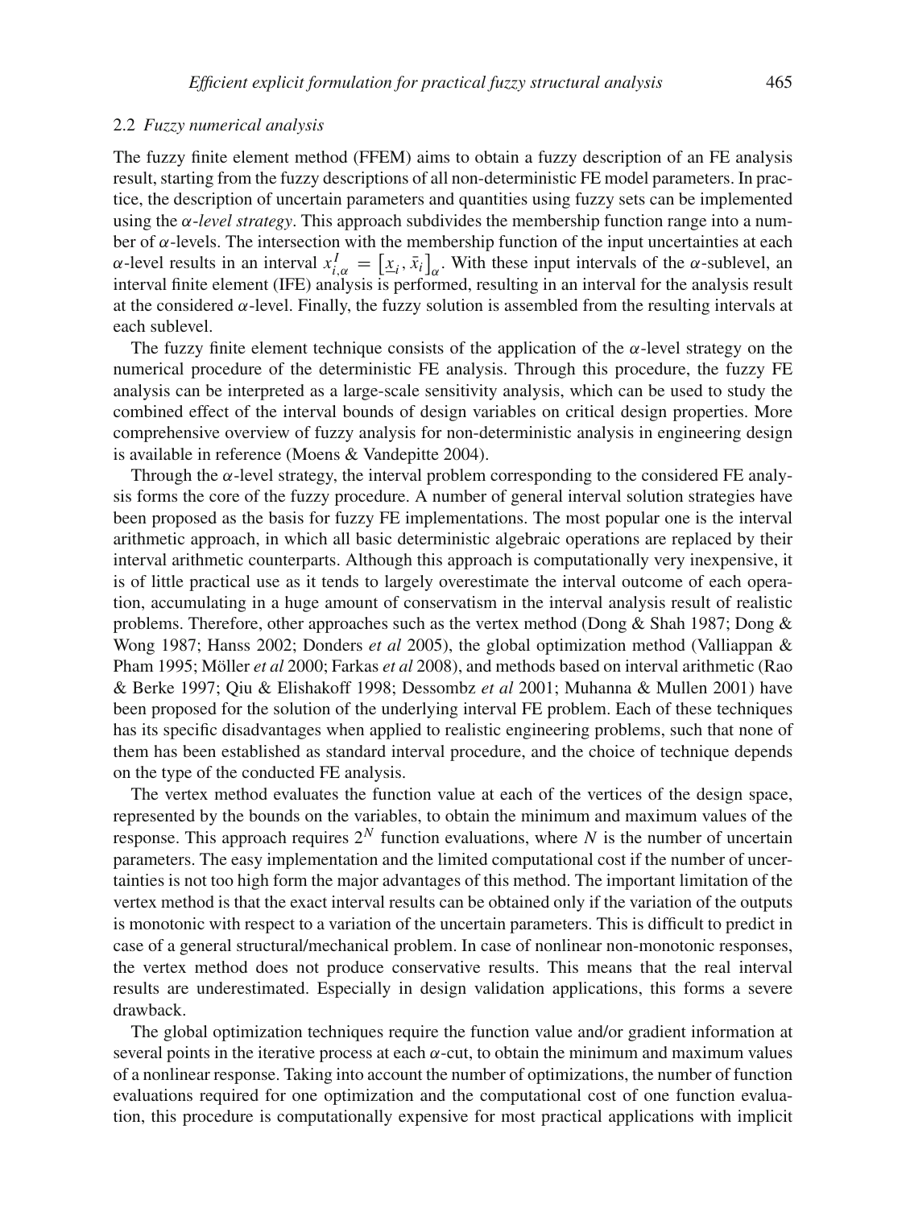### 2.2 *Fuzzy numerical analysis*

The fuzzy finite element method (FFEM) aims to obtain a fuzzy description of an FE analysis result, starting from the fuzzy descriptions of all non-deterministic FE model parameters. In practice, the description of uncertain parameters and quantities using fuzzy sets can be implemented using the $\alpha$-*level strategy*. This approach subdivides the membership function range into a number of $\alpha$-levels. The intersection with the membership function of the input uncertainties at each $\alpha$-level results in an interval $x^I_{i,\alpha} = \left[\underline{x}_i, \bar{x}_i\right]_\alpha$. With these input intervals of the $\alpha$-sublevel, an interval finite element (IFE) analysis is performed, resulting in an interval for the analysis result at the considered $\alpha$-level. Finally, the fuzzy solution is assembled from the resulting intervals at each sublevel.

The fuzzy finite element technique consists of the application of the $\alpha$-level strategy on the numerical procedure of the deterministic FE analysis. Through this procedure, the fuzzy FE analysis can be interpreted as a large-scale sensitivity analysis, which can be used to study the combined effect of the interval bounds of design variables on critical design properties. More comprehensive overview of fuzzy analysis for non-deterministic analysis in engineering design is available in reference (Moens & Vandepitte 2004).

Through the $\alpha$-level strategy, the interval problem corresponding to the considered FE analysis forms the core of the fuzzy procedure. A number of general interval solution strategies have been proposed as the basis for fuzzy FE implementations. The most popular one is the interval arithmetic approach, in which all basic deterministic algebraic operations are replaced by their interval arithmetic counterparts. Although this approach is computationally very inexpensive, it is of little practical use as it tends to largely overestimate the interval outcome of each operation, accumulating in a huge amount of conservatism in the interval analysis result of realistic problems. Therefore, other approaches such as the vertex method (Dong & Shah 1987; Dong & Wong 1987; Hanss 2002; Donders *et al* 2005), the global optimization method (Valliappan & Pham 1995; Möller *et al* 2000; Farkas *et al* 2008), and methods based on interval arithmetic (Rao & Berke 1997; Qiu & Elishakoff 1998; Dessombz *et al* 2001; Muhanna & Mullen 2001) have been proposed for the solution of the underlying interval FE problem. Each of these techniques has its specific disadvantages when applied to realistic engineering problems, such that none of them has been established as standard interval procedure, and the choice of technique depends on the type of the conducted FE analysis.

The vertex method evaluates the function value at each of the vertices of the design space, represented by the bounds on the variables, to obtain the minimum and maximum values of the response. This approach requires $2^N$ function evaluations, where $N$ is the number of uncertain parameters. The easy implementation and the limited computational cost if the number of uncertainties is not too high form the major advantages of this method. The important limitation of the vertex method is that the exact interval results can be obtained only if the variation of the outputs is monotonic with respect to a variation of the uncertain parameters. This is difficult to predict in case of a general structural/mechanical problem. In case of nonlinear non-monotonic responses, the vertex method does not produce conservative results. This means that the real interval results are underestimated. Especially in design validation applications, this forms a severe drawback.

The global optimization techniques require the function value and/or gradient information at several points in the iterative process at each $\alpha$-cut, to obtain the minimum and maximum values of a nonlinear response. Taking into account the number of optimizations, the number of function evaluations required for one optimization and the computational cost of one function evaluation, this procedure is computationally expensive for most practical applications with implicit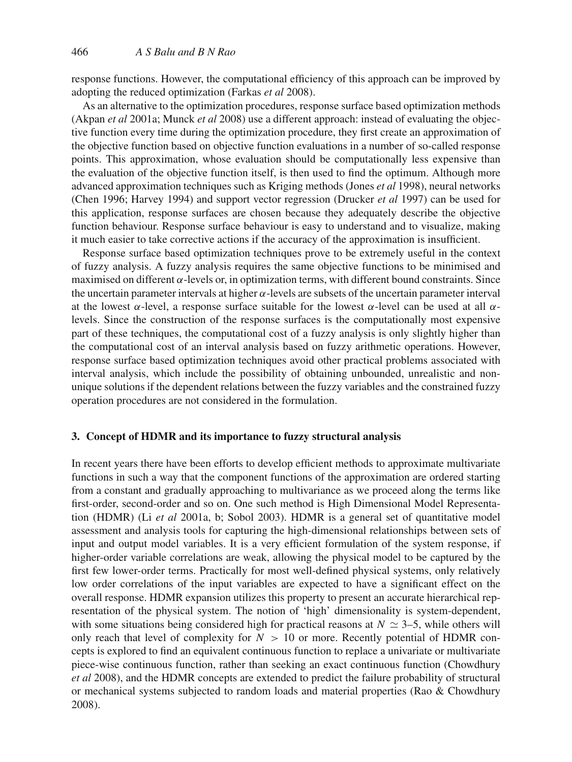response functions. However, the computational efficiency of this approach can be improved by adopting the reduced optimization (Farkas *et al* 2008).

As an alternative to the optimization procedures, response surface based optimization methods (Akpan *et al* 2001a; Munck *et al* 2008) use a different approach: instead of evaluating the objective function every time during the optimization procedure, they first create an approximation of the objective function based on objective function evaluations in a number of so-called response points. This approximation, whose evaluation should be computationally less expensive than the evaluation of the objective function itself, is then used to find the optimum. Although more advanced approximation techniques such as Kriging methods (Jones *et al* 1998), neural networks (Chen 1996; Harvey 1994) and support vector regression (Drucker *et al* 1997) can be used for this application, response surfaces are chosen because they adequately describe the objective function behaviour. Response surface behaviour is easy to understand and to visualize, making it much easier to take corrective actions if the accuracy of the approximation is insufficient.

Response surface based optimization techniques prove to be extremely useful in the context of fuzzy analysis. A fuzzy analysis requires the same objective functions to be minimised and maximised on different $\alpha$-levels or, in optimization terms, with different bound constraints. Since the uncertain parameter intervals at higher $\alpha$-levels are subsets of the uncertain parameter interval at the lowest $\alpha$-level, a response surface suitable for the lowest $\alpha$-level can be used at all $\alpha$-levels. Since the construction of the response surfaces is the computationally most expensive part of these techniques, the computational cost of a fuzzy analysis is only slightly higher than the computational cost of an interval analysis based on fuzzy arithmetic operations. However, response surface based optimization techniques avoid other practical problems associated with interval analysis, which include the possibility of obtaining unbounded, unrealistic and non-unique solutions if the dependent relations between the fuzzy variables and the constrained fuzzy operation procedures are not considered in the formulation.

## 3. Concept of HDMR and its importance to fuzzy structural analysis

In recent years there have been efforts to develop efficient methods to approximate multivariate functions in such a way that the component functions of the approximation are ordered starting from a constant and gradually approaching to multivariance as we proceed along the terms like first-order, second-order and so on. One such method is High Dimensional Model Representation (HDMR) (Li *et al* 2001a, b; Sobol 2003). HDMR is a general set of quantitative model assessment and analysis tools for capturing the high-dimensional relationships between sets of input and output model variables. It is a very efficient formulation of the system response, if higher-order variable correlations are weak, allowing the physical model to be captured by the first few lower-order terms. Practically for most well-defined physical systems, only relatively low order correlations of the input variables are expected to have a significant effect on the overall response. HDMR expansion utilizes this property to present an accurate hierarchical representation of the physical system. The notion of 'high' dimensionality is system-dependent, with some situations being considered high for practical reasons at $N \simeq 3$–5, while others will only reach that level of complexity for $N > 10$ or more. Recently potential of HDMR concepts is explored to find an equivalent continuous function to replace a univariate or multivariate piece-wise continuous function, rather than seeking an exact continuous function (Chowdhury *et al* 2008), and the HDMR concepts are extended to predict the failure probability of structural or mechanical systems subjected to random loads and material properties (Rao & Chowdhury 2008).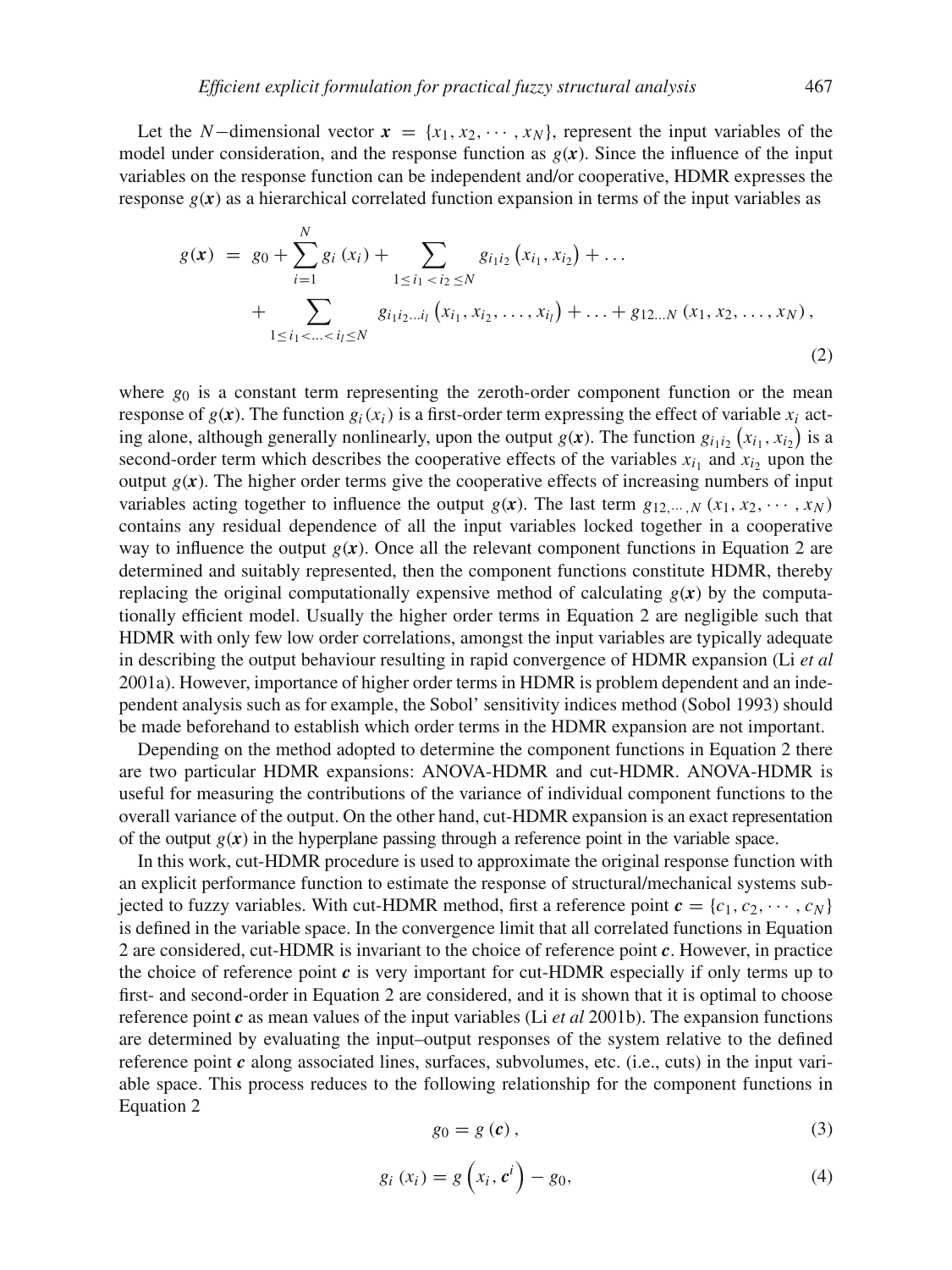Let the $N-$dimensional vector $\boldsymbol{x} = \{x_1, x_2, \cdots, x_N\}$, represent the input variables of the model under consideration, and the response function as $g(\boldsymbol{x})$. Since the influence of the input variables on the response function can be independent and/or cooperative, HDMR expresses the response $g(\boldsymbol{x})$ as a hierarchical correlated function expansion in terms of the input variables as

$$
\begin{aligned}
g(\boldsymbol{x}) \; &= \; g_0 + \sum_{i=1}^{N} g_i\left(x_i\right) + \sum_{1 \le i_1 < i_2 \le N} g_{i_1 i_2}\left(x_{i_1}, x_{i_2}\right) + \ldots \\
&\quad + \sum_{1 \le i_1 < \ldots < i_l \le N} g_{i_1 i_2 \ldots i_l}\left(x_{i_1}, x_{i_2}, \ldots, x_{i_l}\right) + \ldots + g_{12\ldots N}\left(x_1, x_2, \ldots, x_N\right),
\end{aligned}
\tag{2}
$$

where $g_0$ is a constant term representing the zeroth-order component function or the mean response of $g(\boldsymbol{x})$. The function $g_i(x_i)$ is a first-order term expressing the effect of variable $x_i$ acting alone, although generally nonlinearly, upon the output $g(\boldsymbol{x})$. The function $g_{i_1 i_2}\left(x_{i_1}, x_{i_2}\right)$ is a second-order term which describes the cooperative effects of the variables $x_{i_1}$ and $x_{i_2}$ upon the output $g(\boldsymbol{x})$. The higher order terms give the cooperative effects of increasing numbers of input variables acting together to influence the output $g(\boldsymbol{x})$. The last term $g_{12,\cdots,N}\left(x_1, x_2, \cdots, x_N\right)$ contains any residual dependence of all the input variables locked together in a cooperative way to influence the output $g(\boldsymbol{x})$. Once all the relevant component functions in Equation 2 are determined and suitably represented, then the component functions constitute HDMR, thereby replacing the original computationally expensive method of calculating $g(\boldsymbol{x})$ by the computationally efficient model. Usually the higher order terms in Equation 2 are negligible such that HDMR with only few low order correlations, amongst the input variables are typically adequate in describing the output behaviour resulting in rapid convergence of HDMR expansion (Li *et al* 2001a). However, importance of higher order terms in HDMR is problem dependent and an independent analysis such as for example, the Sobol' sensitivity indices method (Sobol 1993) should be made beforehand to establish which order terms in the HDMR expansion are not important.

Depending on the method adopted to determine the component functions in Equation 2 there are two particular HDMR expansions: ANOVA-HDMR and cut-HDMR. ANOVA-HDMR is useful for measuring the contributions of the variance of individual component functions to the overall variance of the output. On the other hand, cut-HDMR expansion is an exact representation of the output $g(\boldsymbol{x})$ in the hyperplane passing through a reference point in the variable space.

In this work, cut-HDMR procedure is used to approximate the original response function with an explicit performance function to estimate the response of structural/mechanical systems subjected to fuzzy variables. With cut-HDMR method, first a reference point $\boldsymbol{c} = \{c_1, c_2, \cdots, c_N\}$ is defined in the variable space. In the convergence limit that all correlated functions in Equation 2 are considered, cut-HDMR is invariant to the choice of reference point $\boldsymbol{c}$. However, in practice the choice of reference point $\boldsymbol{c}$ is very important for cut-HDMR especially if only terms up to first- and second-order in Equation 2 are considered, and it is shown that it is optimal to choose reference point $\boldsymbol{c}$ as mean values of the input variables (Li *et al* 2001b). The expansion functions are determined by evaluating the input–output responses of the system relative to the defined reference point $\boldsymbol{c}$ along associated lines, surfaces, subvolumes, etc. (i.e., cuts) in the input variable space. This process reduces to the following relationship for the component functions in Equation 2

$$
g_0 = g\left(\boldsymbol{c}\right),
\tag{3}
$$

$$
g_i\left(x_i\right) = g\left(x_i, \boldsymbol{c}^i\right) - g_0,
\tag{4}
$$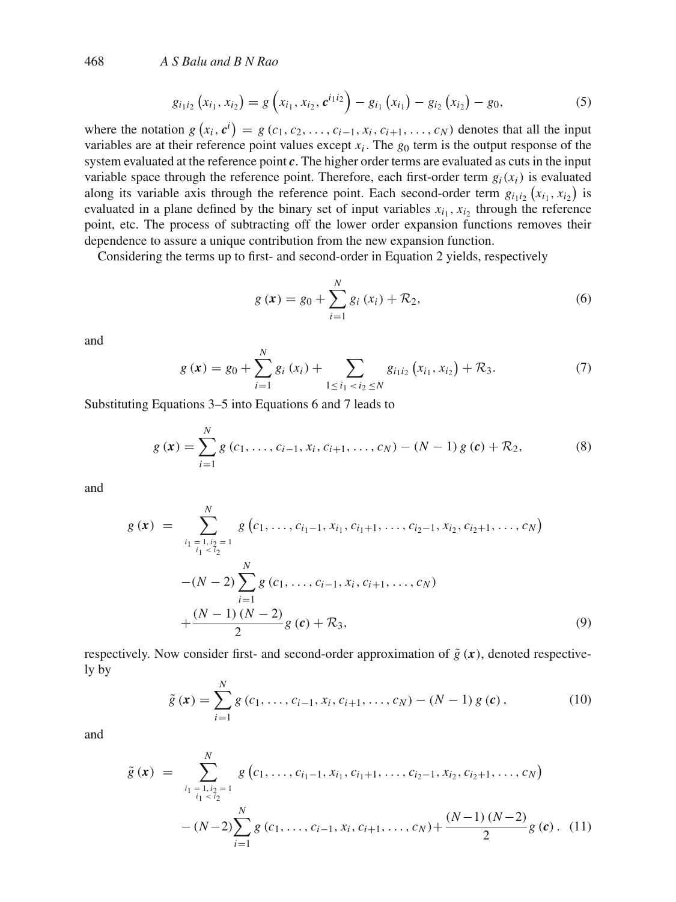$$g_{i_1 i_2}\left(x_{i_1}, x_{i_2}\right) = g\left(x_{i_1}, x_{i_2}, \boldsymbol{c}^{i_1 i_2}\right) - g_{i_1}\left(x_{i_1}\right) - g_{i_2}\left(x_{i_2}\right) - g_0, \tag{5}$$

where the notation $g\left(x_i, \boldsymbol{c}^i\right) = g\left(c_1, c_2, \ldots, c_{i-1}, x_i, c_{i+1}, \ldots, c_N\right)$ denotes that all the input variables are at their reference point values except $x_i$. The $g_0$ term is the output response of the system evaluated at the reference point $\boldsymbol{c}$. The higher order terms are evaluated as cuts in the input variable space through the reference point. Therefore, each first-order term $g_i\left(x_i\right)$ is evaluated along its variable axis through the reference point. Each second-order term $g_{i_1 i_2}\left(x_{i_1}, x_{i_2}\right)$ is evaluated in a plane defined by the binary set of input variables $x_{i_1}, x_{i_2}$ through the reference point, etc. The process of subtracting off the lower order expansion functions removes their dependence to assure a unique contribution from the new expansion function.

Considering the terms up to first- and second-order in Equation 2 yields, respectively

$$g\left(\boldsymbol{x}\right) = g_0 + \sum_{i=1}^{N} g_i\left(x_i\right) + \mathcal{R}_2, \tag{6}$$

and

$$g\left(\boldsymbol{x}\right) = g_0 + \sum_{i=1}^{N} g_i\left(x_i\right) + \sum_{1 \le i_1 < i_2 \le N} g_{i_1 i_2}\left(x_{i_1}, x_{i_2}\right) + \mathcal{R}_3. \tag{7}$$

Substituting Equations 3–5 into Equations 6 and 7 leads to

$$g\left(\boldsymbol{x}\right) = \sum_{i=1}^{N} g\left(c_1, \ldots, c_{i-1}, x_i, c_{i+1}, \ldots, c_N\right) - \left(N-1\right) g\left(\boldsymbol{c}\right) + \mathcal{R}_2, \tag{8}$$

and

$$\begin{aligned} g\left(\boldsymbol{x}\right) \;=\; & \sum_{\substack{i_1 = 1,\, i_2 = 1 \\ i_1 < i_2}}^{N} g\left(c_1, \ldots, c_{i_1-1}, x_{i_1}, c_{i_1+1}, \ldots, c_{i_2-1}, x_{i_2}, c_{i_2+1}, \ldots, c_N\right) \\ & -\left(N-2\right) \sum_{i=1}^{N} g\left(c_1, \ldots, c_{i-1}, x_i, c_{i+1}, \ldots, c_N\right) \\ & + \frac{\left(N-1\right)\left(N-2\right)}{2} g\left(\boldsymbol{c}\right) + \mathcal{R}_3, \end{aligned} \tag{9}$$

respectively. Now consider first- and second-order approximation of $\tilde{g}\left(\boldsymbol{x}\right)$, denoted respectively by

$$\tilde{g}\left(\boldsymbol{x}\right) = \sum_{i=1}^{N} g\left(c_1, \ldots, c_{i-1}, x_i, c_{i+1}, \ldots, c_N\right) - \left(N-1\right) g\left(\boldsymbol{c}\right), \tag{10}$$

and

$$\begin{aligned} \tilde{g}\left(\boldsymbol{x}\right) \;=\; & \sum_{\substack{i_1 = 1,\, i_2 = 1 \\ i_1 < i_2}}^{N} g\left(c_1, \ldots, c_{i_1-1}, x_{i_1}, c_{i_1+1}, \ldots, c_{i_2-1}, x_{i_2}, c_{i_2+1}, \ldots, c_N\right) \\ & -\left(N-2\right) \sum_{i=1}^{N} g\left(c_1, \ldots, c_{i-1}, x_i, c_{i+1}, \ldots, c_N\right) + \frac{\left(N-1\right)\left(N-2\right)}{2} g\left(\boldsymbol{c}\right). \end{aligned} \tag{11}$$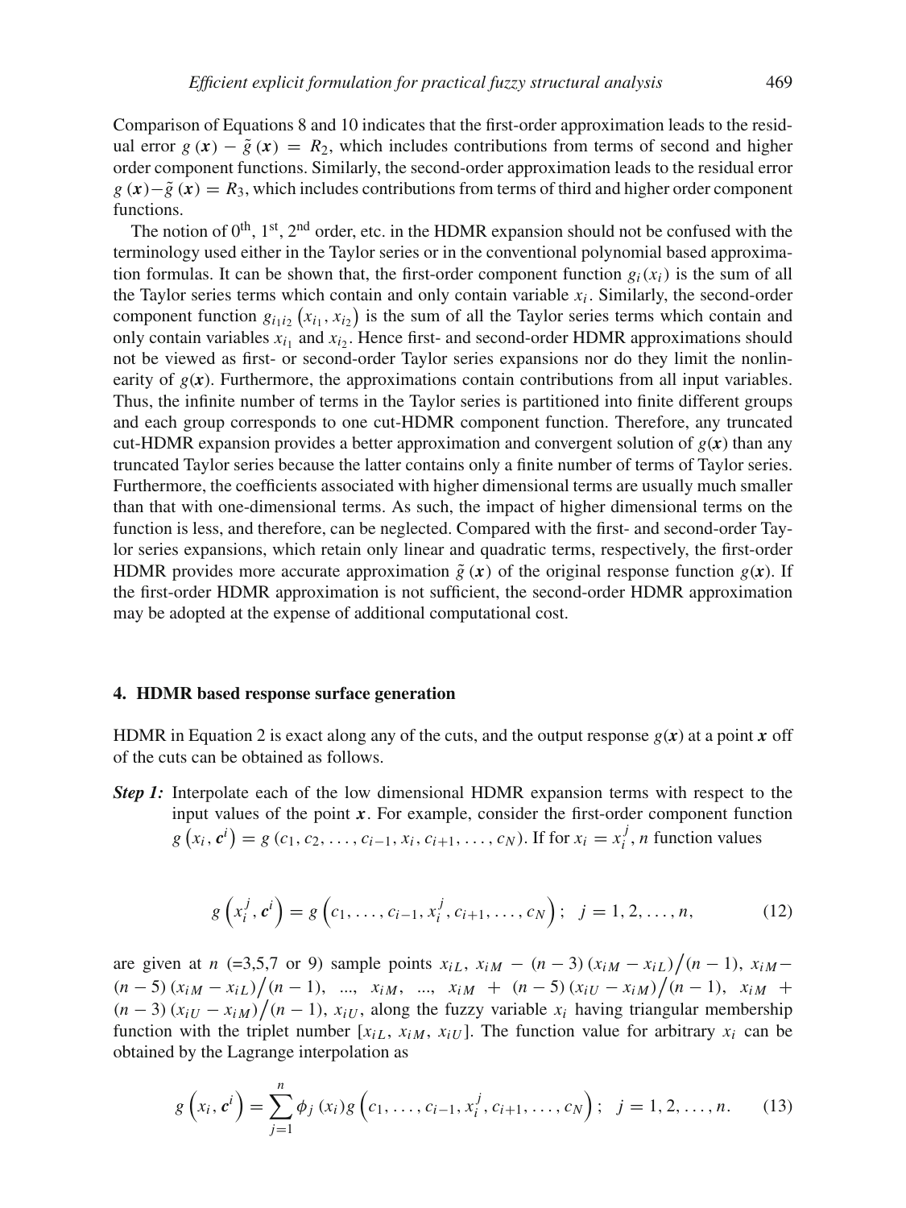Comparison of Equations 8 and 10 indicates that the first-order approximation leads to the residual error $g(\boldsymbol{x}) - \tilde{g}(\boldsymbol{x}) = R_2$, which includes contributions from terms of second and higher order component functions. Similarly, the second-order approximation leads to the residual error $g(\boldsymbol{x}) - \tilde{g}(\boldsymbol{x}) = R_3$, which includes contributions from terms of third and higher order component functions.

The notion of $0^{\text{th}}$, $1^{\text{st}}$, $2^{\text{nd}}$ order, etc. in the HDMR expansion should not be confused with the terminology used either in the Taylor series or in the conventional polynomial based approximation formulas. It can be shown that, the first-order component function $g_i(x_i)$ is the sum of all the Taylor series terms which contain and only contain variable $x_i$. Similarly, the second-order component function $g_{i_1 i_2}(x_{i_1}, x_{i_2})$ is the sum of all the Taylor series terms which contain and only contain variables $x_{i_1}$ and $x_{i_2}$. Hence first- and second-order HDMR approximations should not be viewed as first- or second-order Taylor series expansions nor do they limit the nonlinearity of $g(\boldsymbol{x})$. Furthermore, the approximations contain contributions from all input variables. Thus, the infinite number of terms in the Taylor series is partitioned into finite different groups and each group corresponds to one cut-HDMR component function. Therefore, any truncated cut-HDMR expansion provides a better approximation and convergent solution of $g(\boldsymbol{x})$ than any truncated Taylor series because the latter contains only a finite number of terms of Taylor series. Furthermore, the coefficients associated with higher dimensional terms are usually much smaller than that with one-dimensional terms. As such, the impact of higher dimensional terms on the function is less, and therefore, can be neglected. Compared with the first- and second-order Taylor series expansions, which retain only linear and quadratic terms, respectively, the first-order HDMR provides more accurate approximation $\tilde{g}(\boldsymbol{x})$ of the original response function $g(\boldsymbol{x})$. If the first-order HDMR approximation is not sufficient, the second-order HDMR approximation may be adopted at the expense of additional computational cost.

## 4. HDMR based response surface generation

HDMR in Equation 2 is exact along any of the cuts, and the output response $g(\boldsymbol{x})$ at a point $\boldsymbol{x}$ off of the cuts can be obtained as follows.

***Step 1:*** Interpolate each of the low dimensional HDMR expansion terms with respect to the input values of the point $\boldsymbol{x}$. For example, consider the first-order component function $g(x_i, \boldsymbol{c}^i) = g(c_1, c_2, \ldots, c_{i-1}, x_i, c_{i+1}, \ldots, c_N)$. If for $x_i = x_i^j$, $n$ function values

$$g\left(x_i^j, \boldsymbol{c}^i\right) = g\left(c_1, \ldots, c_{i-1}, x_i^j, c_{i+1}, \ldots, c_N\right); \quad j = 1, 2, \ldots, n, \tag{12}$$

are given at $n$ (=3,5,7 or 9) sample points $x_{iL}$, $x_{iM} - (n-3)(x_{iM} - x_{iL})/(n-1)$, $x_{iM} - (n-5)(x_{iM} - x_{iL})/(n-1)$, ..., $x_{iM}$, ..., $x_{iM} + (n-5)(x_{iU} - x_{iM})/(n-1)$, $x_{iM} + (n-3)(x_{iU} - x_{iM})/(n-1)$, $x_{iU}$, along the fuzzy variable $x_i$ having triangular membership function with the triplet number $[x_{iL}, x_{iM}, x_{iU}]$. The function value for arbitrary $x_i$ can be obtained by the Lagrange interpolation as

$$g\left(x_i, \boldsymbol{c}^i\right) = \sum_{j=1}^{n} \phi_j(x_i) g\left(c_1, \ldots, c_{i-1}, x_i^j, c_{i+1}, \ldots, c_N\right); \quad j = 1, 2, \ldots, n. \tag{13}$$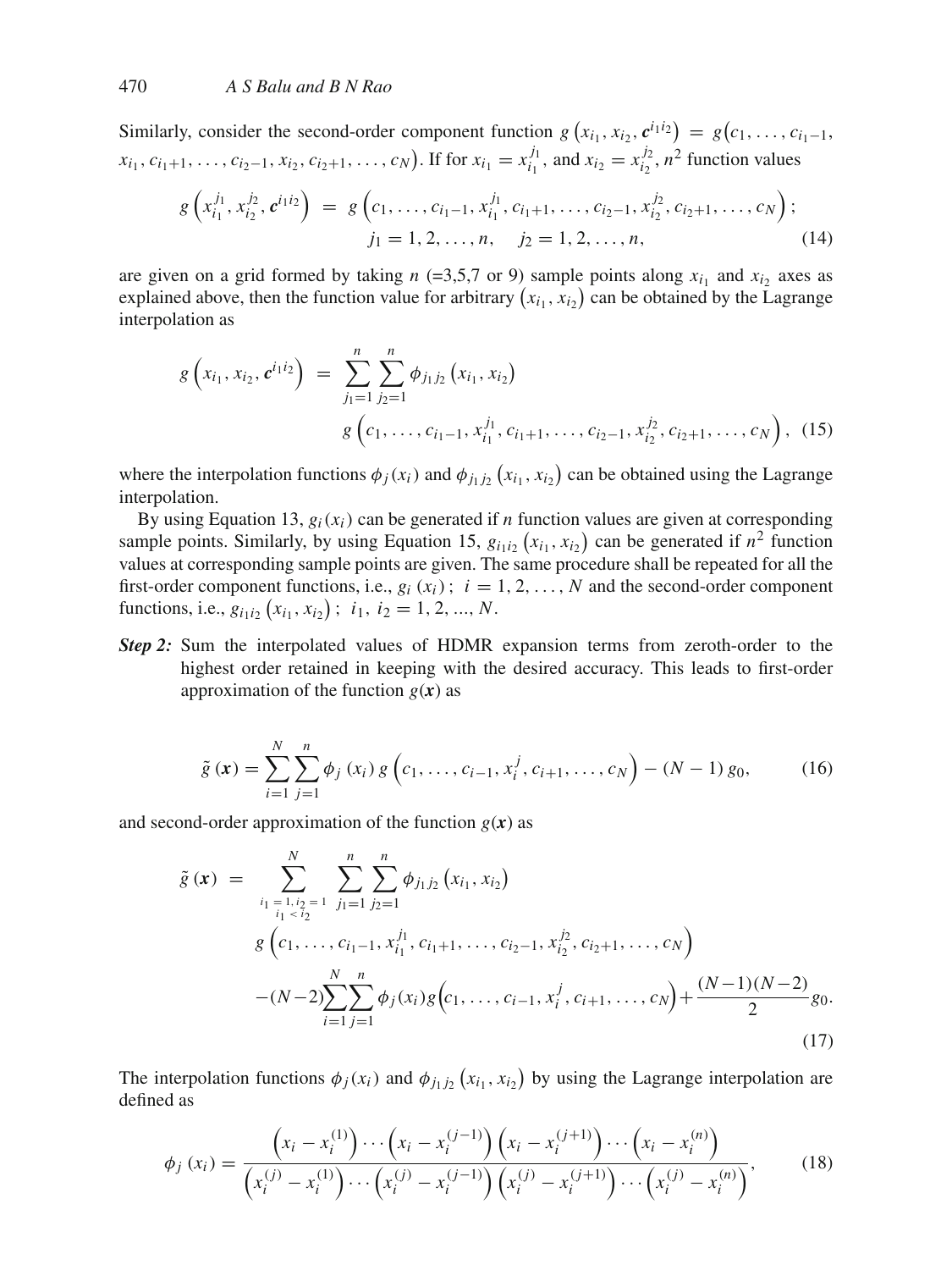Similarly, consider the second-order component function $g\left(x_{i_1}, x_{i_2}, \boldsymbol{c}^{i_1 i_2}\right) = g\big(c_1, \ldots, c_{i_1-1}, x_{i_1}, c_{i_1+1}, \ldots, c_{i_2-1}, x_{i_2}, c_{i_2+1}, \ldots, c_N\big)$. If for $x_{i_1} = x_{i_1}^{j_1}$, and $x_{i_2} = x_{i_2}^{j_2}$, $n^2$ function values

$$
g\left(x_{i_1}^{j_1}, x_{i_2}^{j_2}, \boldsymbol{c}^{i_1 i_2}\right) = g\left(c_1, \ldots, c_{i_1-1}, x_{i_1}^{j_1}, c_{i_1+1}, \ldots, c_{i_2-1}, x_{i_2}^{j_2}, c_{i_2+1}, \ldots, c_N\right); \quad j_1 = 1, 2, \ldots, n, \quad j_2 = 1, 2, \ldots, n, \tag{14}
$$

are given on a grid formed by taking $n$ (=3,5,7 or 9) sample points along $x_{i_1}$ and $x_{i_2}$ axes as explained above, then the function value for arbitrary $\left(x_{i_1}, x_{i_2}\right)$ can be obtained by the Lagrange interpolation as

$$
g\left(x_{i_1}, x_{i_2}, \boldsymbol{c}^{i_1 i_2}\right) = \sum_{j_1=1}^{n} \sum_{j_2=1}^{n} \phi_{j_1 j_2}\left(x_{i_1}, x_{i_2}\right) g\left(c_1, \ldots, c_{i_1-1}, x_{i_1}^{j_1}, c_{i_1+1}, \ldots, c_{i_2-1}, x_{i_2}^{j_2}, c_{i_2+1}, \ldots, c_N\right), \tag{15}
$$

where the interpolation functions $\phi_j(x_i)$ and $\phi_{j_1 j_2}\left(x_{i_1}, x_{i_2}\right)$ can be obtained using the Lagrange interpolation.

By using Equation 13, $g_i(x_i)$ can be generated if $n$ function values are given at corresponding sample points. Similarly, by using Equation 15, $g_{i_1 i_2}\left(x_{i_1}, x_{i_2}\right)$ can be generated if $n^2$ function values at corresponding sample points are given. The same procedure shall be repeated for all the first-order component functions, i.e., $g_i\left(x_i\right);\ i = 1, 2, \ldots, N$ and the second-order component functions, i.e., $g_{i_1 i_2}\left(x_{i_1}, x_{i_2}\right);\ i_1,\ i_2 = 1, 2, ..., N$.

***Step 2:*** Sum the interpolated values of HDMR expansion terms from zeroth-order to the highest order retained in keeping with the desired accuracy. This leads to first-order approximation of the function $g(\boldsymbol{x})$ as

$$
\tilde{g}\left(\boldsymbol{x}\right) = \sum_{i=1}^{N} \sum_{j=1}^{n} \phi_j\left(x_i\right) g\left(c_1, \ldots, c_{i-1}, x_i^j, c_{i+1}, \ldots, c_N\right) - (N-1)\, g_0, \tag{16}
$$

and second-order approximation of the function $g(\boldsymbol{x})$ as

$$
\begin{aligned}
\tilde{g}\left(\boldsymbol{x}\right) = & \sum_{\substack{i_1=1,\, i_2=1 \\ i_1 < i_2}}^{N} \sum_{j_1=1}^{n} \sum_{j_2=1}^{n} \phi_{j_1 j_2}\left(x_{i_1}, x_{i_2}\right) g\left(c_1, \ldots, c_{i_1-1}, x_{i_1}^{j_1}, c_{i_1+1}, \ldots, c_{i_2-1}, x_{i_2}^{j_2}, c_{i_2+1}, \ldots, c_N\right) \\
& -(N-2)\sum_{i=1}^{N}\sum_{j=1}^{n} \phi_j(x_i) g\Big(c_1, \ldots, c_{i-1}, x_i^j, c_{i+1}, \ldots, c_N\Big) + \frac{(N-1)(N-2)}{2} g_0.
\end{aligned} \tag{17}
$$

The interpolation functions $\phi_j(x_i)$ and $\phi_{j_1 j_2}\left(x_{i_1}, x_{i_2}\right)$ by using the Lagrange interpolation are defined as

$$
\phi_j\left(x_i\right) = \frac{\left(x_i - x_i^{(1)}\right) \cdots \left(x_i - x_i^{(j-1)}\right)\left(x_i - x_i^{(j+1)}\right) \cdots \left(x_i - x_i^{(n)}\right)}{\left(x_i^{(j)} - x_i^{(1)}\right) \cdots \left(x_i^{(j)} - x_i^{(j-1)}\right)\left(x_i^{(j)} - x_i^{(j+1)}\right) \cdots \left(x_i^{(j)} - x_i^{(n)}\right)}, \tag{18}
$$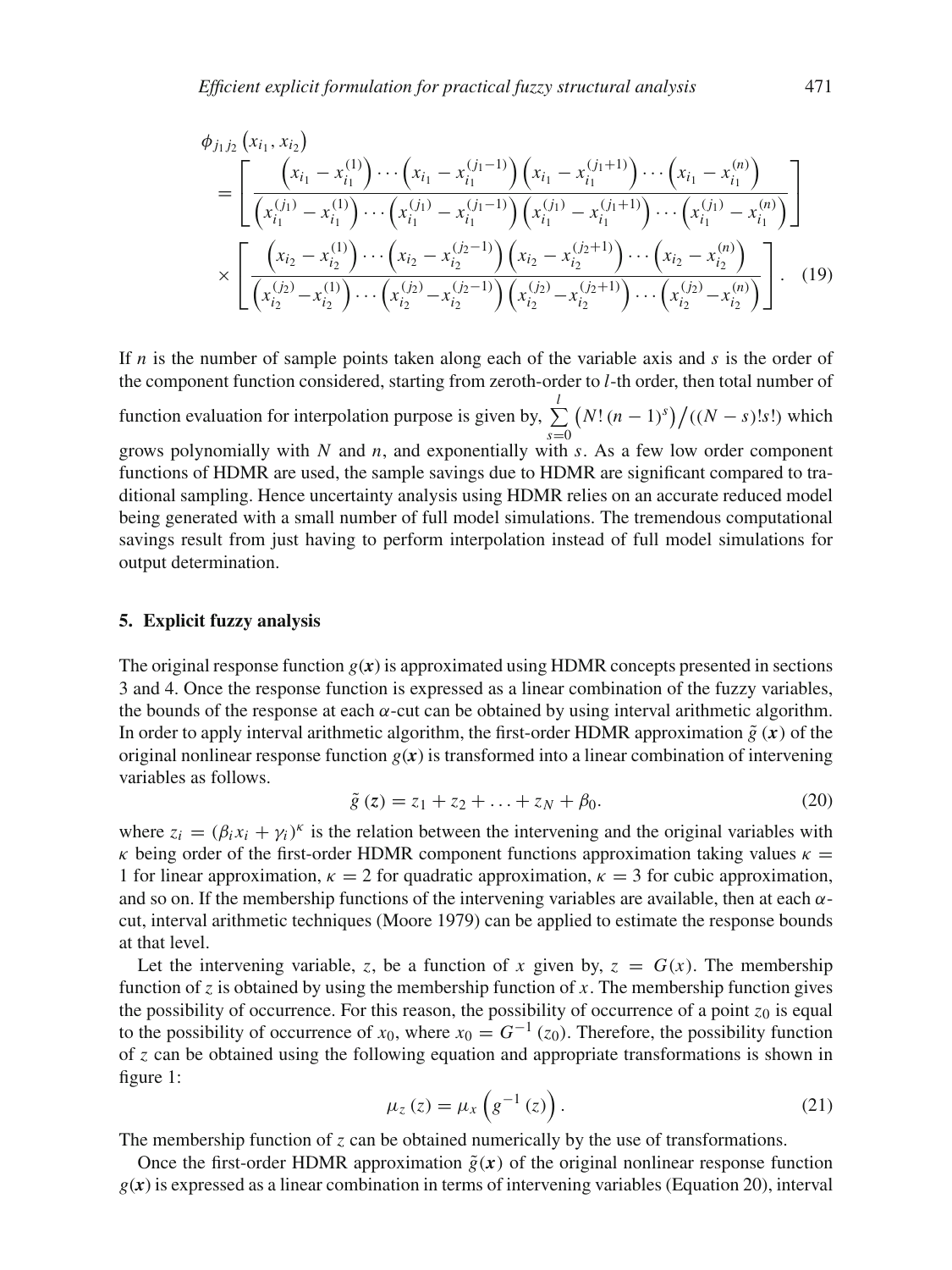$$
\phi_{j_1 j_2}\left(x_{i_1}, x_{i_2}\right) = \left[ \frac{\left(x_{i_1} - x_{i_1}^{(1)}\right) \cdots \left(x_{i_1} - x_{i_1}^{(j_1-1)}\right) \left(x_{i_1} - x_{i_1}^{(j_1+1)}\right) \cdots \left(x_{i_1} - x_{i_1}^{(n)}\right)}{\left(x_{i_1}^{(j_1)} - x_{i_1}^{(1)}\right) \cdots \left(x_{i_1}^{(j_1)} - x_{i_1}^{(j_1-1)}\right) \left(x_{i_1}^{(j_1)} - x_{i_1}^{(j_1+1)}\right) \cdots \left(x_{i_1}^{(j_1)} - x_{i_1}^{(n)}\right)} \right] \times \left[ \frac{\left(x_{i_2} - x_{i_2}^{(1)}\right) \cdots \left(x_{i_2} - x_{i_2}^{(j_2-1)}\right) \left(x_{i_2} - x_{i_2}^{(j_2+1)}\right) \cdots \left(x_{i_2} - x_{i_2}^{(n)}\right)}{\left(x_{i_2}^{(j_2)} - x_{i_2}^{(1)}\right) \cdots \left(x_{i_2}^{(j_2)} - x_{i_2}^{(j_2-1)}\right) \left(x_{i_2}^{(j_2)} - x_{i_2}^{(j_2+1)}\right) \cdots \left(x_{i_2}^{(j_2)} - x_{i_2}^{(n)}\right)} \right]. \quad (19)
$$

If $n$ is the number of sample points taken along each of the variable axis and $s$ is the order of the component function considered, starting from zeroth-order to $l$-th order, then total number of function evaluation for interpolation purpose is given by, $\sum_{s=0}^{l} \left(N!\,(n-1)^s\right) / ((N-s)!s!)$ which grows polynomially with $N$ and $n$, and exponentially with $s$. As a few low order component functions of HDMR are used, the sample savings due to HDMR are significant compared to traditional sampling. Hence uncertainty analysis using HDMR relies on an accurate reduced model being generated with a small number of full model simulations. The tremendous computational savings result from just having to perform interpolation instead of full model simulations for output determination.

## 5. Explicit fuzzy analysis

The original response function $g(\boldsymbol{x})$ is approximated using HDMR concepts presented in sections 3 and 4. Once the response function is expressed as a linear combination of the fuzzy variables, the bounds of the response at each $\alpha$-cut can be obtained by using interval arithmetic algorithm. In order to apply interval arithmetic algorithm, the first-order HDMR approximation $\tilde{g}(\boldsymbol{x})$ of the original nonlinear response function $g(\boldsymbol{x})$ is transformed into a linear combination of intervening variables as follows.

$$
\tilde{g}(\boldsymbol{z}) = z_1 + z_2 + \ldots + z_N + \beta_0. \quad (20)
$$

where $z_i = (\beta_i x_i + \gamma_i)^\kappa$ is the relation between the intervening and the original variables with $\kappa$ being order of the first-order HDMR component functions approximation taking values $\kappa = 1$ for linear approximation, $\kappa = 2$ for quadratic approximation, $\kappa = 3$ for cubic approximation, and so on. If the membership functions of the intervening variables are available, then at each $\alpha$-cut, interval arithmetic techniques (Moore 1979) can be applied to estimate the response bounds at that level.

Let the intervening variable, $z$, be a function of $x$ given by, $z = G(x)$. The membership function of $z$ is obtained by using the membership function of $x$. The membership function gives the possibility of occurrence. For this reason, the possibility of occurrence of a point $z_0$ is equal to the possibility of occurrence of $x_0$, where $x_0 = G^{-1}(z_0)$. Therefore, the possibility function of $z$ can be obtained using the following equation and appropriate transformations is shown in figure 1:

$$
\mu_z(z) = \mu_x\left(g^{-1}(z)\right). \quad (21)
$$

The membership function of $z$ can be obtained numerically by the use of transformations.

Once the first-order HDMR approximation $\tilde{g}(\boldsymbol{x})$ of the original nonlinear response function $g(\boldsymbol{x})$ is expressed as a linear combination in terms of intervening variables (Equation 20), interval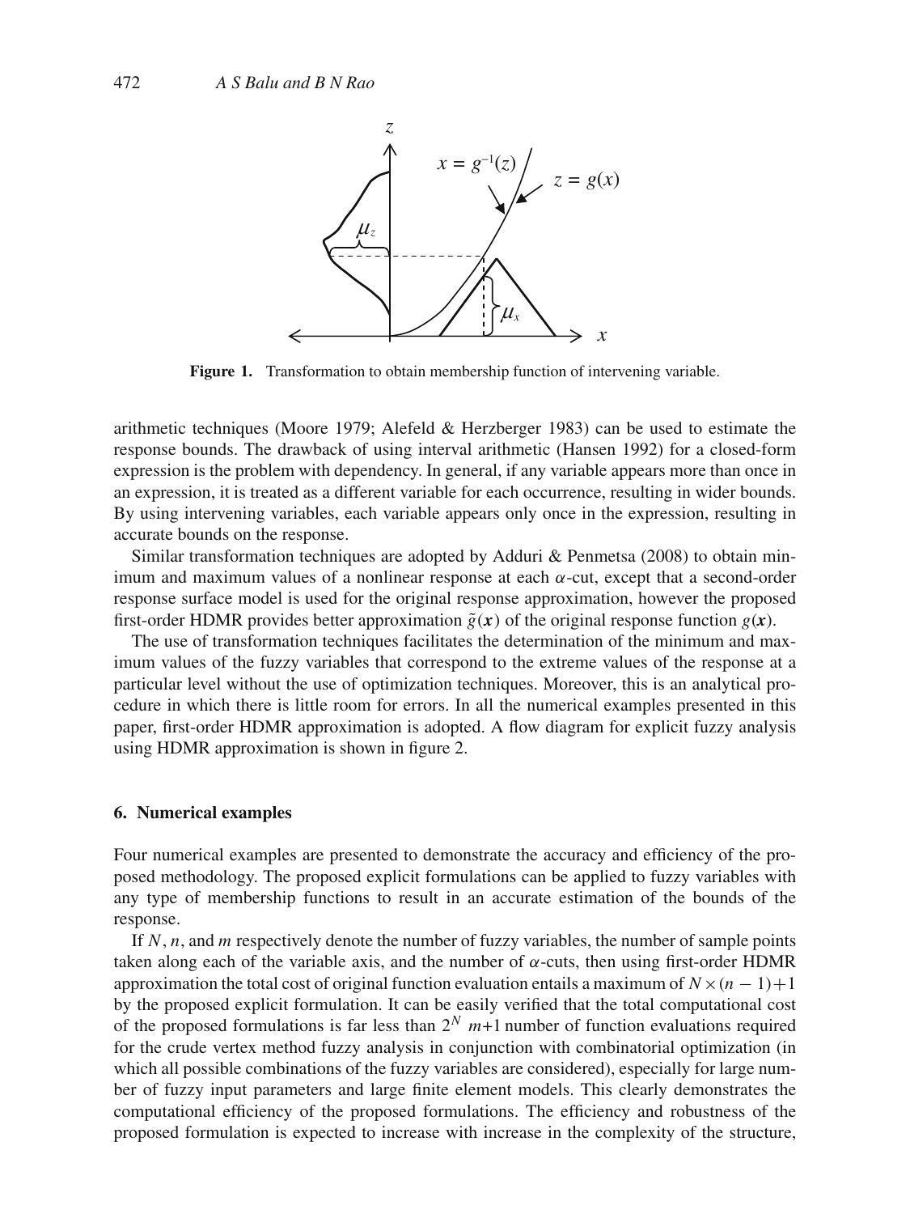**Figure 1.** Transformation to obtain membership function of intervening variable.

arithmetic techniques (Moore 1979; Alefeld & Herzberger 1983) can be used to estimate the response bounds. The drawback of using interval arithmetic (Hansen 1992) for a closed-form expression is the problem with dependency. In general, if any variable appears more than once in an expression, it is treated as a different variable for each occurrence, resulting in wider bounds. By using intervening variables, each variable appears only once in the expression, resulting in accurate bounds on the response.

Similar transformation techniques are adopted by Adduri & Penmetsa (2008) to obtain minimum and maximum values of a nonlinear response at each $\alpha$-cut, except that a second-order response surface model is used for the original response approximation, however the proposed first-order HDMR provides better approximation $\tilde{g}(\boldsymbol{x})$ of the original response function $g(\boldsymbol{x})$.

The use of transformation techniques facilitates the determination of the minimum and maximum values of the fuzzy variables that correspond to the extreme values of the response at a particular level without the use of optimization techniques. Moreover, this is an analytical procedure in which there is little room for errors. In all the numerical examples presented in this paper, first-order HDMR approximation is adopted. A flow diagram for explicit fuzzy analysis using HDMR approximation is shown in figure 2.

## 6. Numerical examples

Four numerical examples are presented to demonstrate the accuracy and efficiency of the proposed methodology. The proposed explicit formulations can be applied to fuzzy variables with any type of membership functions to result in an accurate estimation of the bounds of the response.

If $N$, $n$, and $m$ respectively denote the number of fuzzy variables, the number of sample points taken along each of the variable axis, and the number of $\alpha$-cuts, then using first-order HDMR approximation the total cost of original function evaluation entails a maximum of $N \times (n-1)+1$ by the proposed explicit formulation. It can be easily verified that the total computational cost of the proposed formulations is far less than $2^N\ m+1$ number of function evaluations required for the crude vertex method fuzzy analysis in conjunction with combinatorial optimization (in which all possible combinations of the fuzzy variables are considered), especially for large number of fuzzy input parameters and large finite element models. This clearly demonstrates the computational efficiency of the proposed formulations. The efficiency and robustness of the proposed formulation is expected to increase with increase in the complexity of the structure,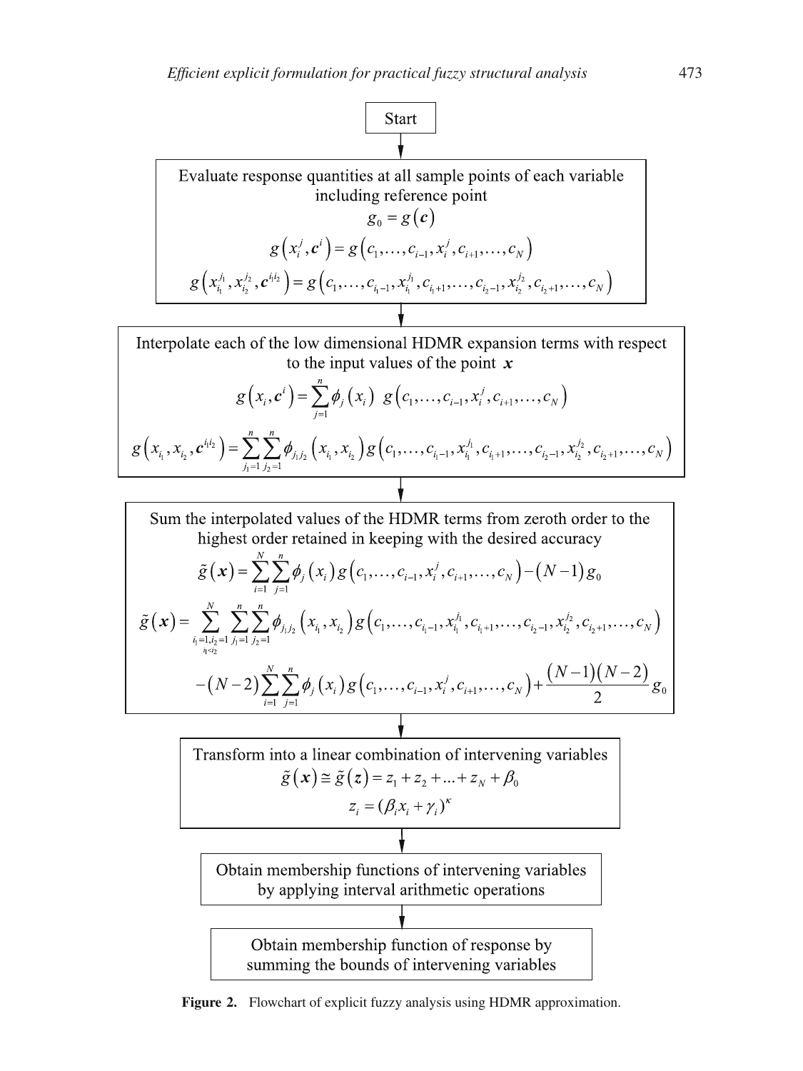Start

Evaluate response quantities at all sample points of each variable including reference point

$$g_0 = g(\boldsymbol{c})$$

$$g\left(x_i^j, \boldsymbol{c}^i\right) = g\left(c_1, \ldots, c_{i-1}, x_i^j, c_{i+1}, \ldots, c_N\right)$$

$$g\left(x_{i_1}^{j_1}, x_{i_2}^{j_2}, \boldsymbol{c}^{i_1 i_2}\right) = g\left(c_1, \ldots, c_{i_1-1}, x_{i_1}^{j_1}, c_{i_1+1}, \ldots, c_{i_2-1}, x_{i_2}^{j_2}, c_{i_2+1}, \ldots, c_N\right)$$

Interpolate each of the low dimensional HDMR expansion terms with respect to the input values of the point $\boldsymbol{x}$

$$g\left(x_i, \boldsymbol{c}^i\right) = \sum_{j=1}^{n} \phi_j\left(x_i\right) \; g\left(c_1, \ldots, c_{i-1}, x_i^j, c_{i+1}, \ldots, c_N\right)$$

$$g\left(x_{i_1}, x_{i_2}, \boldsymbol{c}^{i_1 i_2}\right) = \sum_{j_1=1}^{n} \sum_{j_2=1}^{n} \phi_{j_1 j_2}\left(x_{i_1}, x_{i_2}\right) g\left(c_1, \ldots, c_{i_1-1}, x_{i_1}^{j_1}, c_{i_1+1}, \ldots, c_{i_2-1}, x_{i_2}^{j_2}, c_{i_2+1}, \ldots, c_N\right)$$

Sum the interpolated values of the HDMR terms from zeroth order to the highest order retained in keeping with the desired accuracy

$$\tilde{g}(\boldsymbol{x}) = \sum_{i=1}^{N} \sum_{j=1}^{n} \phi_j\left(x_i\right) g\left(c_1, \ldots, c_{i-1}, x_i^j, c_{i+1}, \ldots, c_N\right) - (N-1) g_0$$

$$\tilde{g}(\boldsymbol{x}) = \sum_{\substack{i_1=1, i_2=1 \\ i_1<i_2}}^{N} \sum_{j_1=1}^{n} \sum_{j_2=1}^{n} \phi_{j_1 j_2}\left(x_{i_1}, x_{i_2}\right) g\left(c_1, \ldots, c_{i_1-1}, x_{i_1}^{j_1}, c_{i_1+1}, \ldots, c_{i_2-1}, x_{i_2}^{j_2}, c_{i_2+1}, \ldots, c_N\right)$$

$$-(N-2) \sum_{i=1}^{N} \sum_{j=1}^{n} \phi_j\left(x_i\right) g\left(c_1, \ldots, c_{i-1}, x_i^j, c_{i+1}, \ldots, c_N\right) + \frac{(N-1)(N-2)}{2} g_0$$

Transform into a linear combination of intervening variables

$$\tilde{g}(\boldsymbol{x}) \cong \tilde{g}(\boldsymbol{z}) = z_1 + z_2 + \ldots + z_N + \beta_0$$

$$z_i = (\beta_i x_i + \gamma_i)^{\kappa}$$

Obtain membership functions of intervening variables by applying interval arithmetic operations

Obtain membership function of response by summing the bounds of intervening variables

**Figure 2.** Flowchart of explicit fuzzy analysis using HDMR approximation.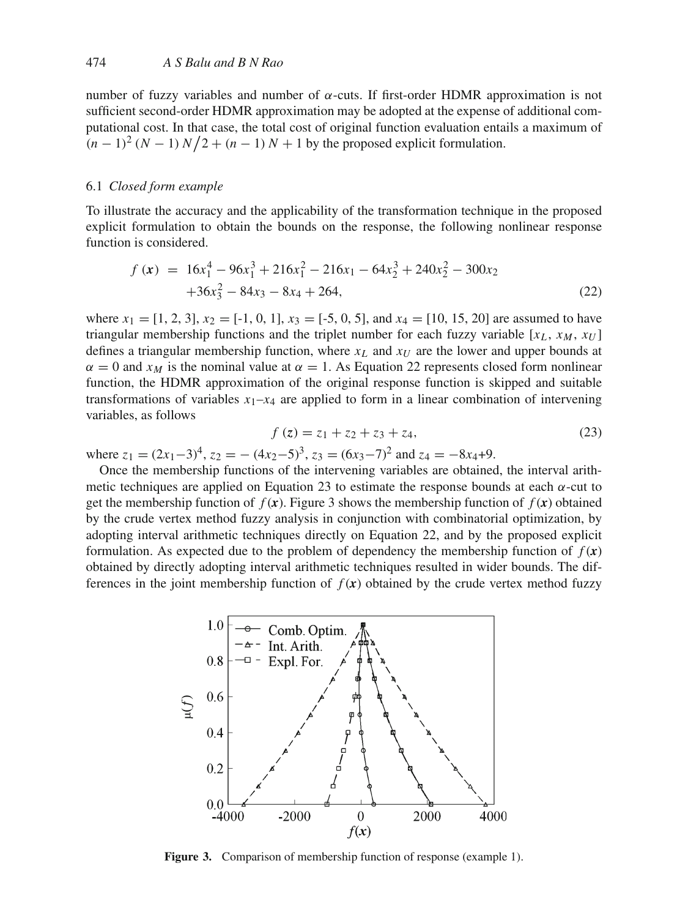number of fuzzy variables and number of $\alpha$-cuts. If first-order HDMR approximation is not sufficient second-order HDMR approximation may be adopted at the expense of additional computational cost. In that case, the total cost of original function evaluation entails a maximum of $(n-1)^2 (N-1) N/2 + (n-1) N + 1$ by the proposed explicit formulation.

### 6.1 *Closed form example*

To illustrate the accuracy and the applicability of the transformation technique in the proposed explicit formulation to obtain the bounds on the response, the following nonlinear response function is considered.

$$f(\boldsymbol{x}) = 16x_1^4 - 96x_1^3 + 216x_1^2 - 216x_1 - 64x_2^3 + 240x_2^2 - 300x_2 + 36x_3^2 - 84x_3 - 8x_4 + 264, \tag{22}$$

where $x_1 = [1, 2, 3]$, $x_2 = [-1, 0, 1]$, $x_3 = [-5, 0, 5]$, and $x_4 = [10, 15, 20]$ are assumed to have triangular membership functions and the triplet number for each fuzzy variable $[x_L, x_M, x_U]$ defines a triangular membership function, where $x_L$ and $x_U$ are the lower and upper bounds at $\alpha = 0$ and $x_M$ is the nominal value at $\alpha = 1$. As Equation 22 represents closed form nonlinear function, the HDMR approximation of the original response function is skipped and suitable transformations of variables $x_1$–$x_4$ are applied to form in a linear combination of intervening variables, as follows

$$f(\boldsymbol{z}) = z_1 + z_2 + z_3 + z_4, \tag{23}$$

where $z_1 = (2x_1 - 3)^4$, $z_2 = -(4x_2 - 5)^3$, $z_3 = (6x_3 - 7)^2$ and $z_4 = -8x_4 + 9$.

Once the membership functions of the intervening variables are obtained, the interval arithmetic techniques are applied on Equation 23 to estimate the response bounds at each $\alpha$-cut to get the membership function of $f(\boldsymbol{x})$. Figure 3 shows the membership function of $f(\boldsymbol{x})$ obtained by the crude vertex method fuzzy analysis in conjunction with combinatorial optimization, by adopting interval arithmetic techniques directly on Equation 22, and by the proposed explicit formulation. As expected due to the problem of dependency the membership function of $f(\boldsymbol{x})$ obtained by directly adopting interval arithmetic techniques resulted in wider bounds. The differences in the joint membership function of $f(\boldsymbol{x})$ obtained by the crude vertex method fuzzy

**Figure 3.** Comparison of membership function of response (example 1).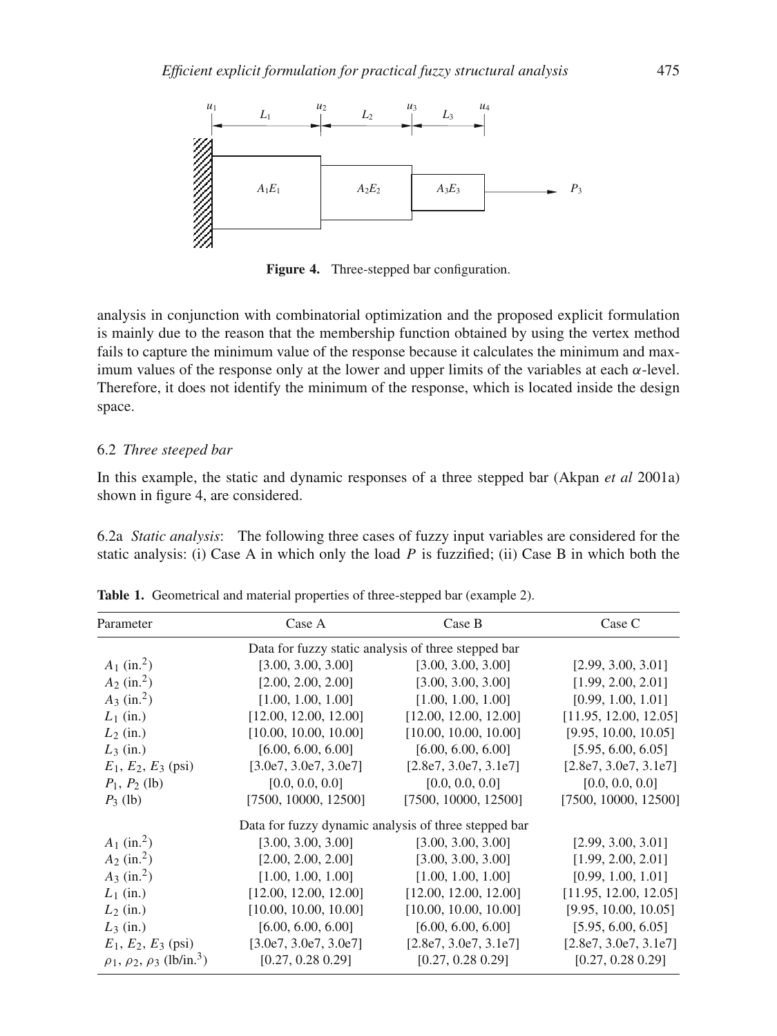Figure 4. Three-stepped bar configuration.

analysis in conjunction with combinatorial optimization and the proposed explicit formulation is mainly due to the reason that the membership function obtained by using the vertex method fails to capture the minimum value of the response because it calculates the minimum and maximum values of the response only at the lower and upper limits of the variables at each $\alpha$-level. Therefore, it does not identify the minimum of the response, which is located inside the design space.

### 6.2 *Three steeped bar*

In this example, the static and dynamic responses of a three stepped bar (Akpan *et al* 2001a) shown in figure 4, are considered.

6.2a *Static analysis*: The following three cases of fuzzy input variables are considered for the static analysis: (i) Case A in which only the load $P$ is fuzzified; (ii) Case B in which both the

**Table 1.** Geometrical and material properties of three-stepped bar (example 2).

| Parameter | Case A | Case B | Case C |
|---|---|---|---|
| | Data for fuzzy static analysis of three stepped bar | | |
| $A_1$ (in.$^2$) | [3.00, 3.00, 3.00] | [3.00, 3.00, 3.00] | [2.99, 3.00, 3.01] |
| $A_2$ (in.$^2$) | [2.00, 2.00, 2.00] | [3.00, 3.00, 3.00] | [1.99, 2.00, 2.01] |
| $A_3$ (in.$^2$) | [1.00, 1.00, 1.00] | [1.00, 1.00, 1.00] | [0.99, 1.00, 1.01] |
| $L_1$ (in.) | [12.00, 12.00, 12.00] | [12.00, 12.00, 12.00] | [11.95, 12.00, 12.05] |
| $L_2$ (in.) | [10.00, 10.00, 10.00] | [10.00, 10.00, 10.00] | [9.95, 10.00, 10.05] |
| $L_3$ (in.) | [6.00, 6.00, 6.00] | [6.00, 6.00, 6.00] | [5.95, 6.00, 6.05] |
| $E_1$, $E_2$, $E_3$ (psi) | [3.0e7, 3.0e7, 3.0e7] | [2.8e7, 3.0e7, 3.1e7] | [2.8e7, 3.0e7, 3.1e7] |
| $P_1$, $P_2$ (lb) | [0.0, 0.0, 0.0] | [0.0, 0.0, 0.0] | [0.0, 0.0, 0.0] |
| $P_3$ (lb) | [7500, 10000, 12500] | [7500, 10000, 12500] | [7500, 10000, 12500] |
| | Data for fuzzy dynamic analysis of three stepped bar | | |
| $A_1$ (in.$^2$) | [3.00, 3.00, 3.00] | [3.00, 3.00, 3.00] | [2.99, 3.00, 3.01] |
| $A_2$ (in.$^2$) | [2.00, 2.00, 2.00] | [3.00, 3.00, 3.00] | [1.99, 2.00, 2.01] |
| $A_3$ (in.$^2$) | [1.00, 1.00, 1.00] | [1.00, 1.00, 1.00] | [0.99, 1.00, 1.01] |
| $L_1$ (in.) | [12.00, 12.00, 12.00] | [12.00, 12.00, 12.00] | [11.95, 12.00, 12.05] |
| $L_2$ (in.) | [10.00, 10.00, 10.00] | [10.00, 10.00, 10.00] | [9.95, 10.00, 10.05] |
| $L_3$ (in.) | [6.00, 6.00, 6.00] | [6.00, 6.00, 6.00] | [5.95, 6.00, 6.05] |
| $E_1$, $E_2$, $E_3$ (psi) | [3.0e7, 3.0e7, 3.0e7] | [2.8e7, 3.0e7, 3.1e7] | [2.8e7, 3.0e7, 3.1e7] |
| $\rho_1$, $\rho_2$, $\rho_3$ (lb/in.$^3$) | [0.27, 0.28 0.29] | [0.27, 0.28 0.29] | [0.27, 0.28 0.29] |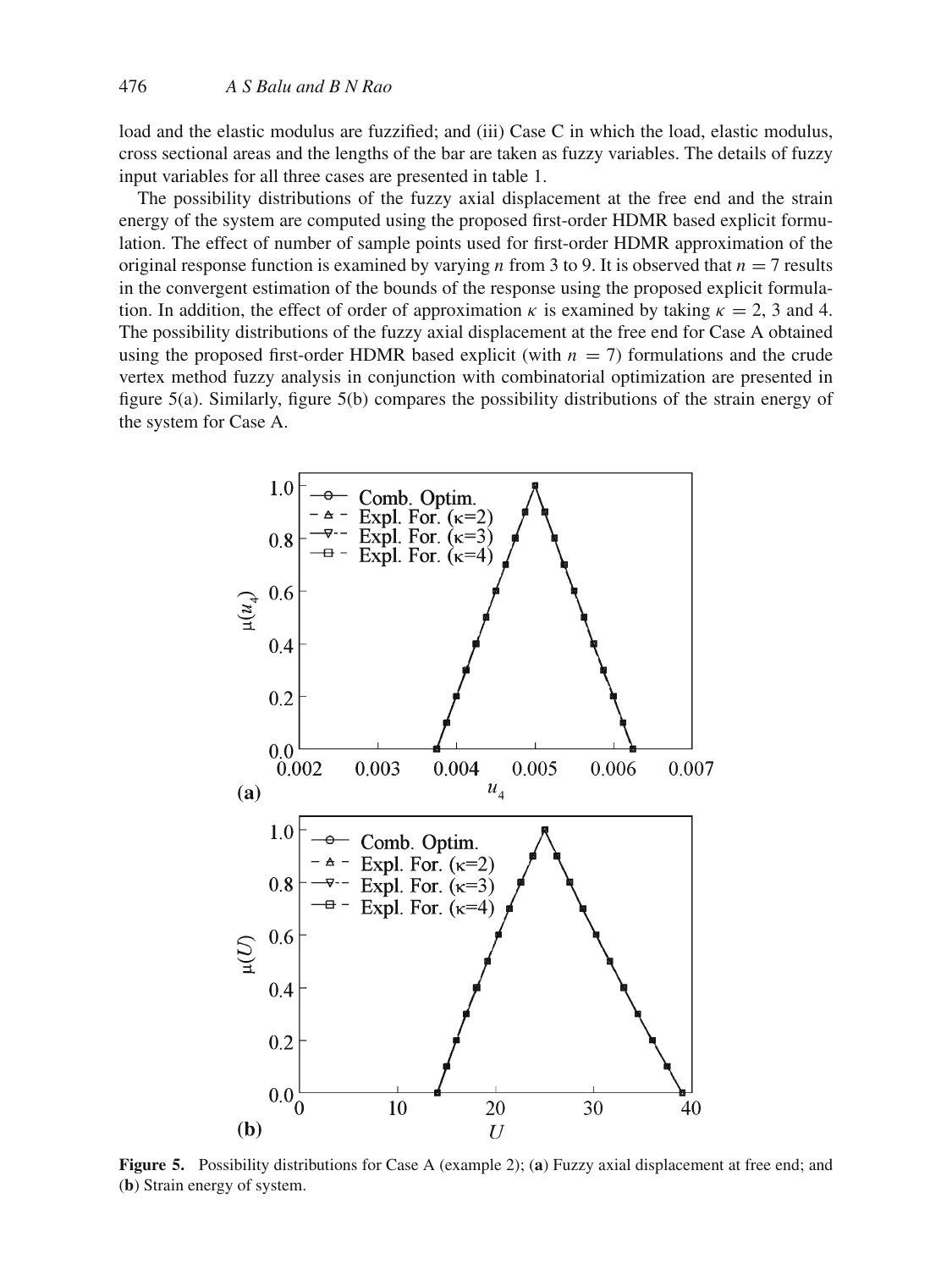load and the elastic modulus are fuzzified; and (iii) Case C in which the load, elastic modulus, cross sectional areas and the lengths of the bar are taken as fuzzy variables. The details of fuzzy input variables for all three cases are presented in table 1.

The possibility distributions of the fuzzy axial displacement at the free end and the strain energy of the system are computed using the proposed first-order HDMR based explicit formulation. The effect of number of sample points used for first-order HDMR approximation of the original response function is examined by varying $n$ from 3 to 9. It is observed that $n = 7$ results in the convergent estimation of the bounds of the response using the proposed explicit formulation. In addition, the effect of order of approximation $\kappa$ is examined by taking $\kappa = 2$, 3 and 4. The possibility distributions of the fuzzy axial displacement at the free end for Case A obtained using the proposed first-order HDMR based explicit (with $n = 7$) formulations and the crude vertex method fuzzy analysis in conjunction with combinatorial optimization are presented in figure 5(a). Similarly, figure 5(b) compares the possibility distributions of the strain energy of the system for Case A.

**Figure 5.** Possibility distributions for Case A (example 2); (**a**) Fuzzy axial displacement at free end; and (**b**) Strain energy of system.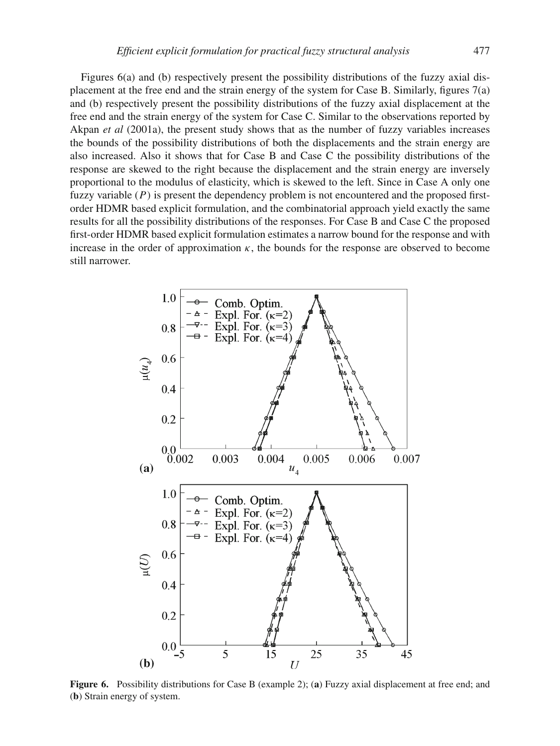Figures 6(a) and (b) respectively present the possibility distributions of the fuzzy axial displacement at the free end and the strain energy of the system for Case B. Similarly, figures 7(a) and (b) respectively present the possibility distributions of the fuzzy axial displacement at the free end and the strain energy of the system for Case C. Similar to the observations reported by Akpan *et al* (2001a), the present study shows that as the number of fuzzy variables increases the bounds of the possibility distributions of both the displacements and the strain energy are also increased. Also it shows that for Case B and Case C the possibility distributions of the response are skewed to the right because the displacement and the strain energy are inversely proportional to the modulus of elasticity, which is skewed to the left. Since in Case A only one fuzzy variable ($P$) is present the dependency problem is not encountered and the proposed first-order HDMR based explicit formulation, and the combinatorial approach yield exactly the same results for all the possibility distributions of the responses. For Case B and Case C the proposed first-order HDMR based explicit formulation estimates a narrow bound for the response and with increase in the order of approximation $\kappa$, the bounds for the response are observed to become still narrower.

**Figure 6.** Possibility distributions for Case B (example 2); (**a**) Fuzzy axial displacement at free end; and (**b**) Strain energy of system.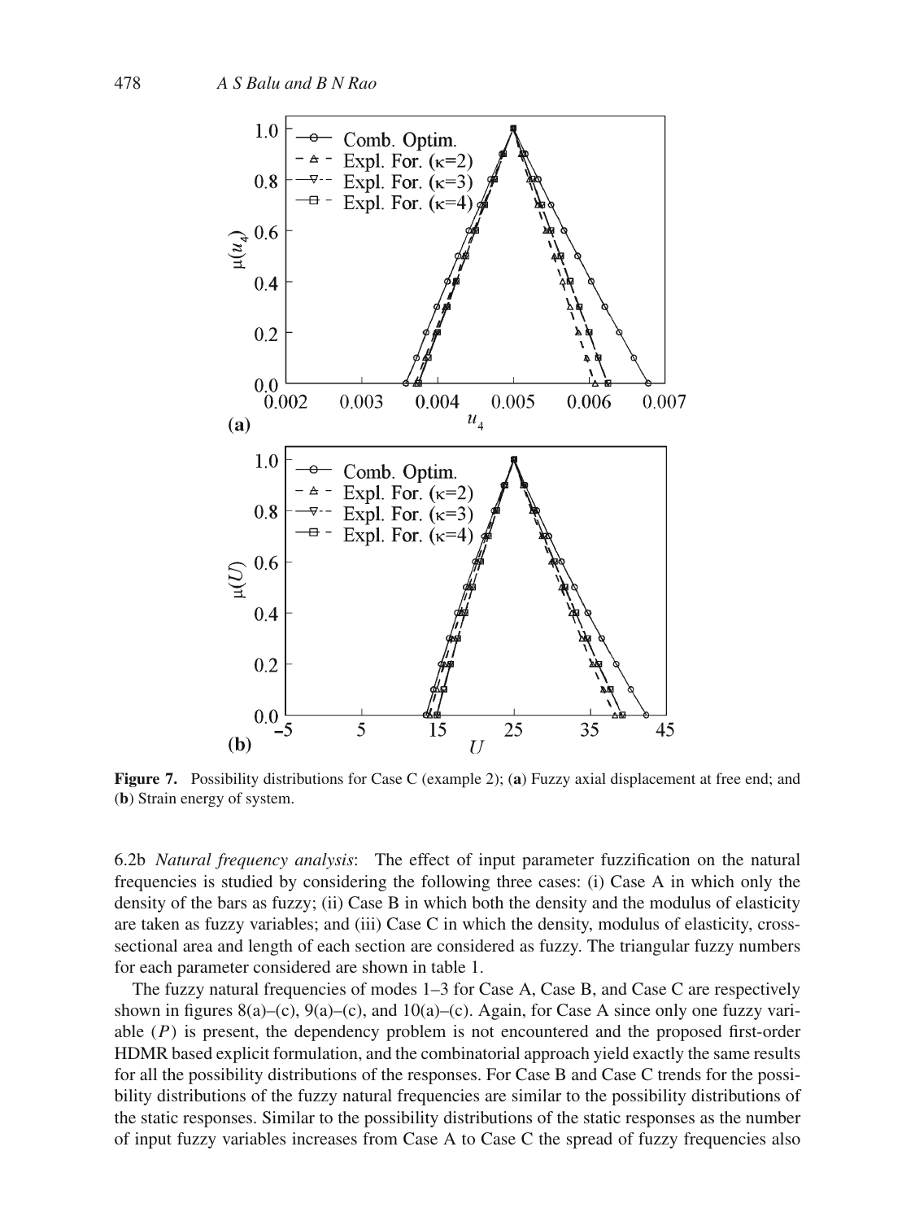**Figure 7.** Possibility distributions for Case C (example 2); (**a**) Fuzzy axial displacement at free end; and (**b**) Strain energy of system.

6.2b *Natural frequency analysis*: The effect of input parameter fuzzification on the natural frequencies is studied by considering the following three cases: (i) Case A in which only the density of the bars as fuzzy; (ii) Case B in which both the density and the modulus of elasticity are taken as fuzzy variables; and (iii) Case C in which the density, modulus of elasticity, cross-sectional area and length of each section are considered as fuzzy. The triangular fuzzy numbers for each parameter considered are shown in table 1.

The fuzzy natural frequencies of modes 1–3 for Case A, Case B, and Case C are respectively shown in figures 8(a)–(c), 9(a)–(c), and 10(a)–(c). Again, for Case A since only one fuzzy variable ($P$) is present, the dependency problem is not encountered and the proposed first-order HDMR based explicit formulation, and the combinatorial approach yield exactly the same results for all the possibility distributions of the responses. For Case B and Case C trends for the possibility distributions of the fuzzy natural frequencies are similar to the possibility distributions of the static responses. Similar to the possibility distributions of the static responses as the number of input fuzzy variables increases from Case A to Case C the spread of fuzzy frequencies also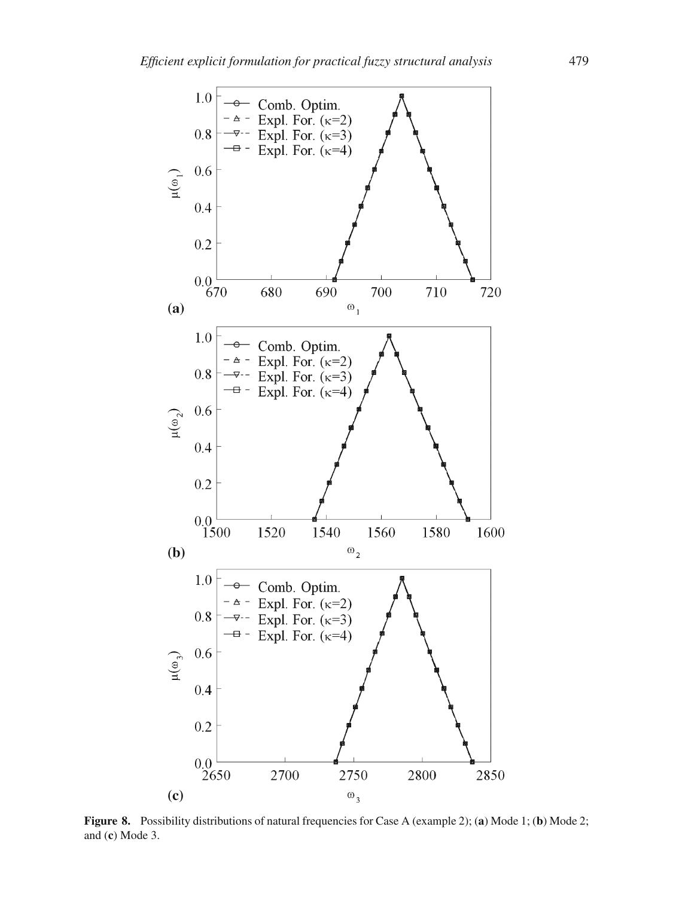**Figure 8.** Possibility distributions of natural frequencies for Case A (example 2); (**a**) Mode 1; (**b**) Mode 2; and (**c**) Mode 3.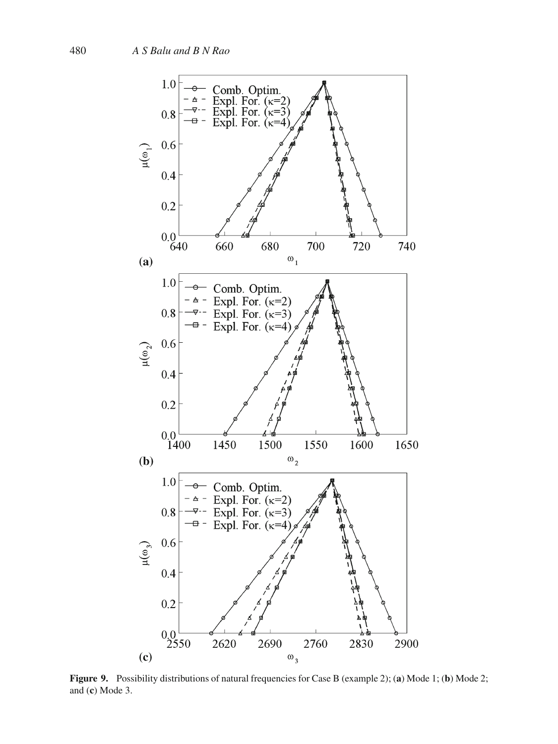**Figure 9.** Possibility distributions of natural frequencies for Case B (example 2); (**a**) Mode 1; (**b**) Mode 2; and (**c**) Mode 3.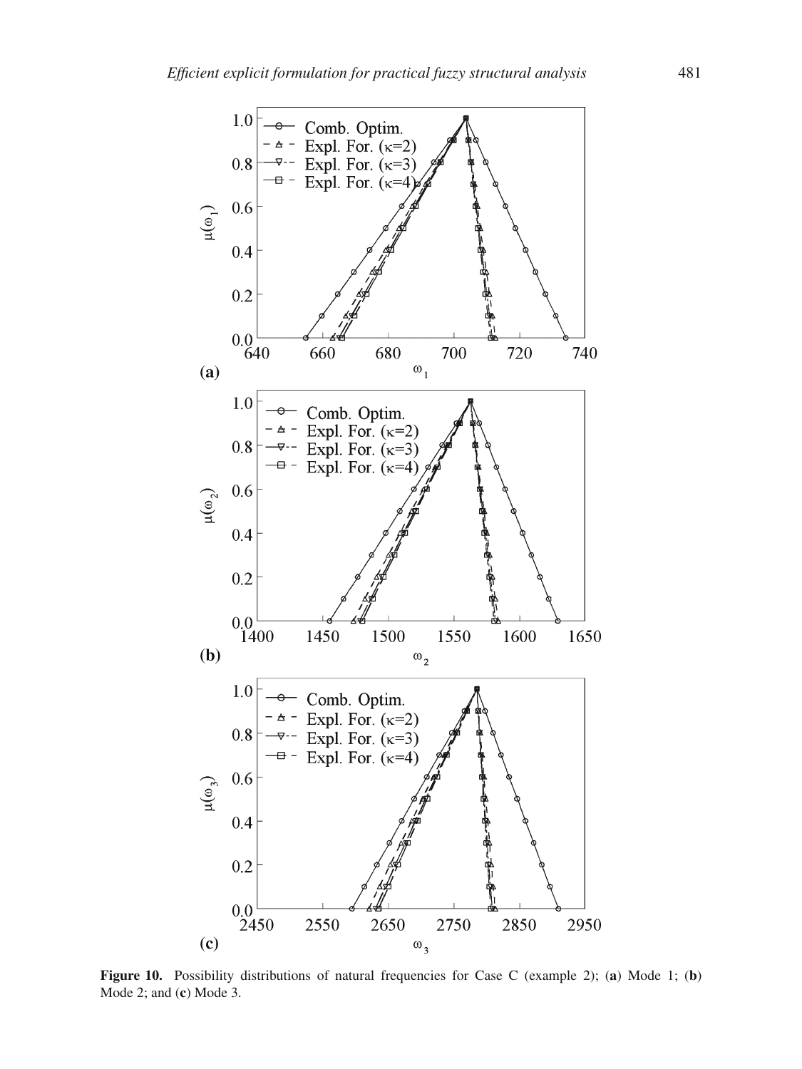**Figure 10.** Possibility distributions of natural frequencies for Case C (example 2); (**a**) Mode 1; (**b**) Mode 2; and (**c**) Mode 3.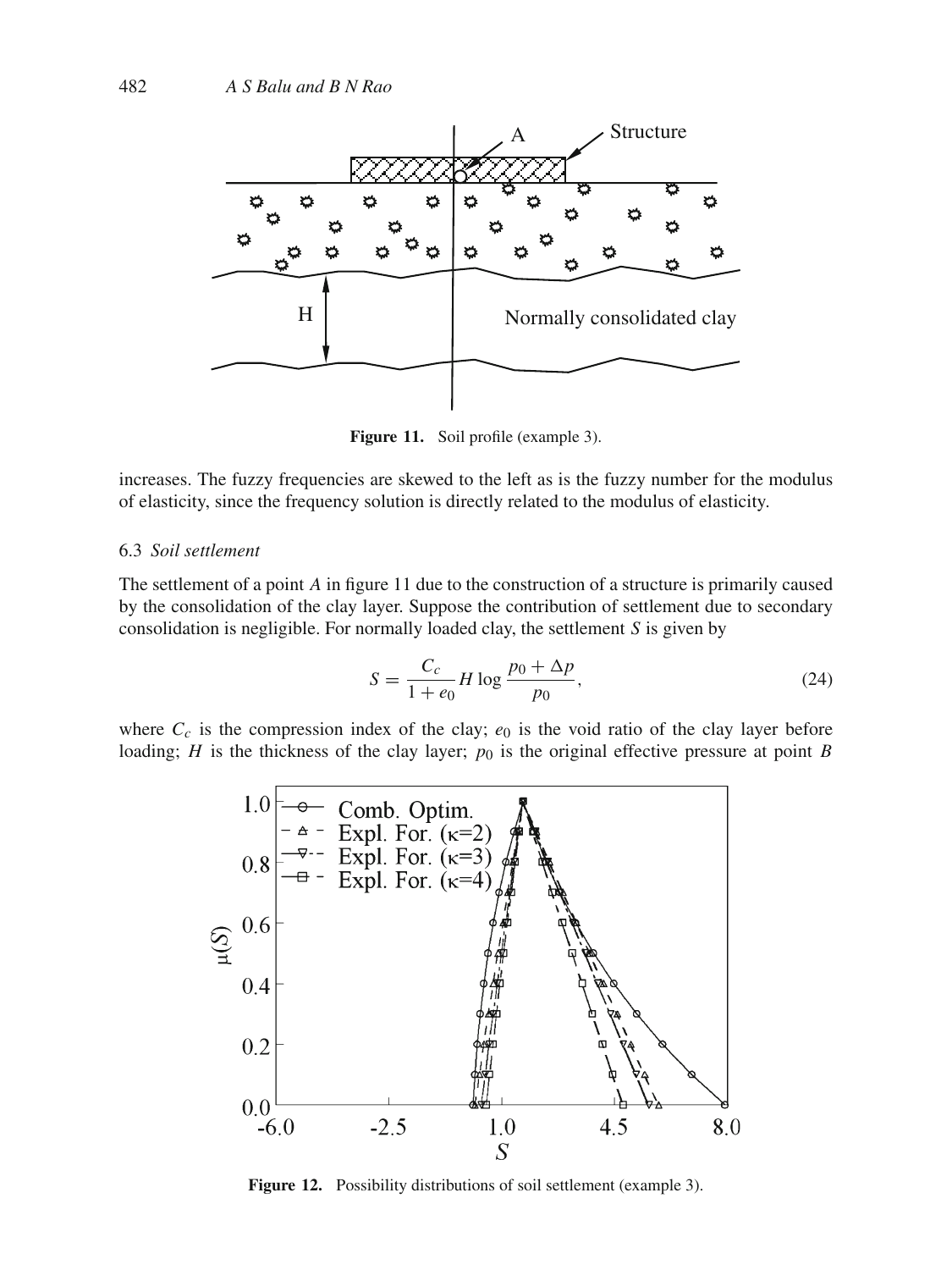increases. The fuzzy frequencies are skewed to the left as is the fuzzy number for the modulus of elasticity, since the frequency solution is directly related to the modulus of elasticity.

Figure 11. Soil profile (example 3).

### 6.3 *Soil settlement*

The settlement of a point *A* in figure 11 due to the construction of a structure is primarily caused by the consolidation of the clay layer. Suppose the contribution of settlement due to secondary consolidation is negligible. For normally loaded clay, the settlement *S* is given by

$$S = \frac{C_c}{1 + e_0} H \log \frac{p_0 + \Delta p}{p_0}, \tag{24}$$

where $C_c$ is the compression index of the clay; $e_0$ is the void ratio of the clay layer before loading; *H* is the thickness of the clay layer; $p_0$ is the original effective pressure at point *B*

Figure 12. Possibility distributions of soil settlement (example 3).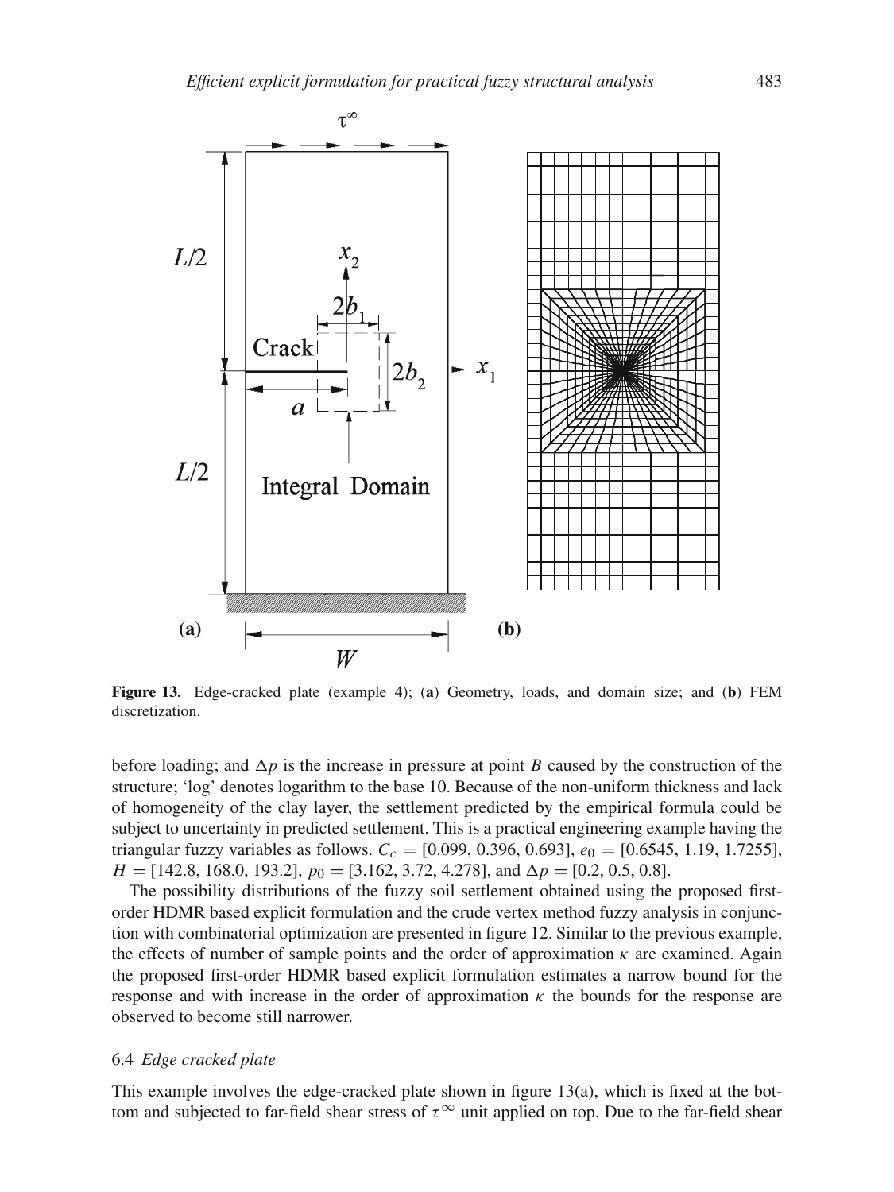**Figure 13.** Edge-cracked plate (example 4); (**a**) Geometry, loads, and domain size; and (**b**) FEM discretization.

before loading; and $\Delta p$ is the increase in pressure at point $B$ caused by the construction of the structure; 'log' denotes logarithm to the base 10. Because of the non-uniform thickness and lack of homogeneity of the clay layer, the settlement predicted by the empirical formula could be subject to uncertainty in predicted settlement. This is a practical engineering example having the triangular fuzzy variables as follows. $C_c = [0.099, 0.396, 0.693]$, $e_0 = [0.6545, 1.19, 1.7255]$, $H = [142.8, 168.0, 193.2]$, $p_0 = [3.162, 3.72, 4.278]$, and $\Delta p = [0.2, 0.5, 0.8]$.

The possibility distributions of the fuzzy soil settlement obtained using the proposed first-order HDMR based explicit formulation and the crude vertex method fuzzy analysis in conjunction with combinatorial optimization are presented in figure 12. Similar to the previous example, the effects of number of sample points and the order of approximation $\kappa$ are examined. Again the proposed first-order HDMR based explicit formulation estimates a narrow bound for the response and with increase in the order of approximation $\kappa$ the bounds for the response are observed to become still narrower.

### 6.4 *Edge cracked plate*

This example involves the edge-cracked plate shown in figure 13(a), which is fixed at the bottom and subjected to far-field shear stress of $\tau^{\infty}$ unit applied on top. Due to the far-field shear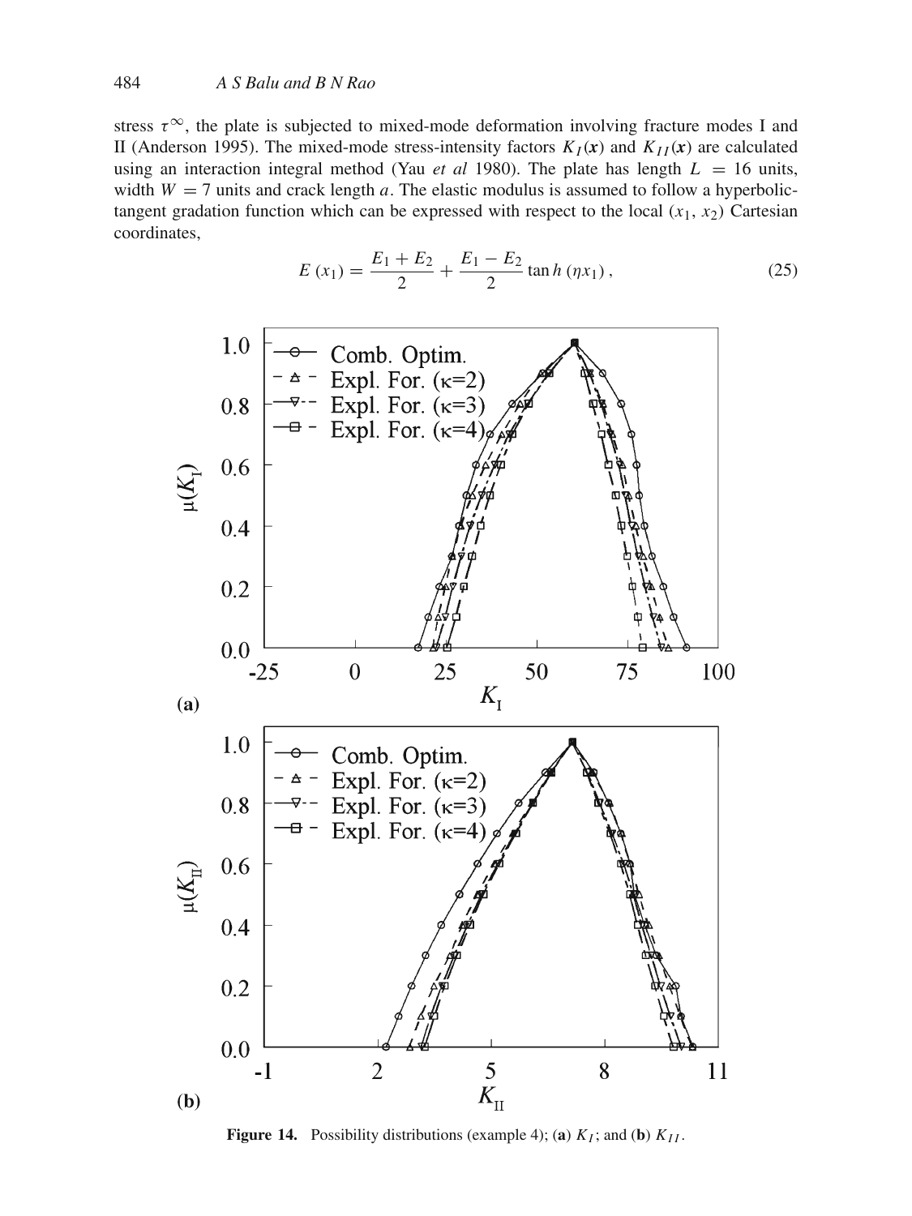stress $\tau^{\infty}$, the plate is subjected to mixed-mode deformation involving fracture modes I and II (Anderson 1995). The mixed-mode stress-intensity factors $K_I(\boldsymbol{x})$ and $K_{II}(\boldsymbol{x})$ are calculated using an interaction integral method (Yau *et al* 1980). The plate has length $L = 16$ units, width $W = 7$ units and crack length $a$. The elastic modulus is assumed to follow a hyperbolic-tangent gradation function which can be expressed with respect to the local ($x_1$, $x_2$) Cartesian coordinates,

$$E\left(x_1\right) = \frac{E_1 + E_2}{2} + \frac{E_1 - E_2}{2} \tan h\left(\eta x_1\right), \tag{25}$$

**Figure 14.** Possibility distributions (example 4); (**a**) $K_I$; and (**b**) $K_{II}$.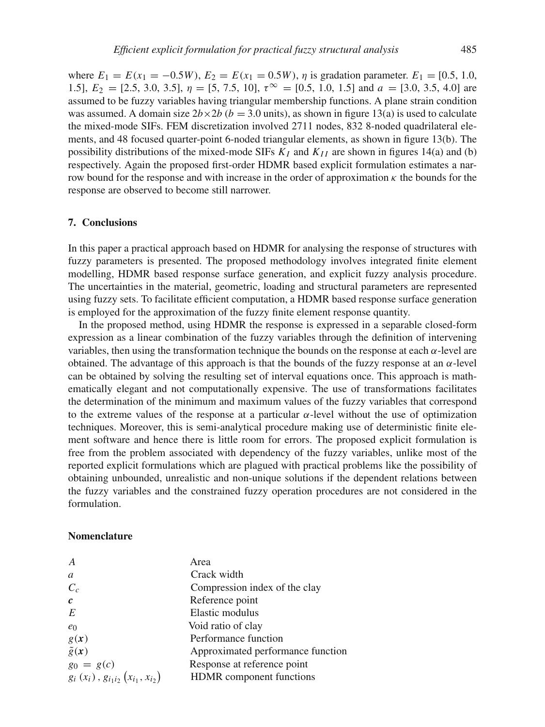where $E_1 = E(x_1 = -0.5W)$, $E_2 = E(x_1 = 0.5W)$, $\eta$ is gradation parameter. $E_1 = [0.5, 1.0, 1.5]$, $E_2 = [2.5, 3.0, 3.5]$, $\eta = [5, 7.5, 10]$, $\tau^{\infty} = [0.5, 1.0, 1.5]$ and $a = [3.0, 3.5, 4.0]$ are assumed to be fuzzy variables having triangular membership functions. A plane strain condition was assumed. A domain size $2b \times 2b$ ($b = 3.0$ units), as shown in figure 13(a) is used to calculate the mixed-mode SIFs. FEM discretization involved 2711 nodes, 832 8-noded quadrilateral elements, and 48 focused quarter-point 6-noded triangular elements, as shown in figure 13(b). The possibility distributions of the mixed-mode SIFs $K_I$ and $K_{II}$ are shown in figures 14(a) and (b) respectively. Again the proposed first-order HDMR based explicit formulation estimates a narrow bound for the response and with increase in the order of approximation $\kappa$ the bounds for the response are observed to become still narrower.

## 7. Conclusions

In this paper a practical approach based on HDMR for analysing the response of structures with fuzzy parameters is presented. The proposed methodology involves integrated finite element modelling, HDMR based response surface generation, and explicit fuzzy analysis procedure. The uncertainties in the material, geometric, loading and structural parameters are represented using fuzzy sets. To facilitate efficient computation, a HDMR based response surface generation is employed for the approximation of the fuzzy finite element response quantity.

In the proposed method, using HDMR the response is expressed in a separable closed-form expression as a linear combination of the fuzzy variables through the definition of intervening variables, then using the transformation technique the bounds on the response at each $\alpha$-level are obtained. The advantage of this approach is that the bounds of the fuzzy response at an $\alpha$-level can be obtained by solving the resulting set of interval equations once. This approach is mathematically elegant and not computationally expensive. The use of transformations facilitates the determination of the minimum and maximum values of the fuzzy variables that correspond to the extreme values of the response at a particular $\alpha$-level without the use of optimization techniques. Moreover, this is semi-analytical procedure making use of deterministic finite element software and hence there is little room for errors. The proposed explicit formulation is free from the problem associated with dependency of the fuzzy variables, unlike most of the reported explicit formulations which are plagued with practical problems like the possibility of obtaining unbounded, unrealistic and non-unique solutions if the dependent relations between the fuzzy variables and the constrained fuzzy operation procedures are not considered in the formulation.

### Nomenclature

| | |
|---|---|
| $A$ | Area |
| $a$ | Crack width |
| $C_c$ | Compression index of the clay |
| $\boldsymbol{c}$ | Reference point |
| $E$ | Elastic modulus |
| $e_0$ | Void ratio of clay |
| $g(\boldsymbol{x})$ | Performance function |
| $\tilde{g}(\boldsymbol{x})$ | Approximated performance function |
| $g_0 = g(c)$ | Response at reference point |
| $g_i(x_i), g_{i_1 i_2}(x_{i_1}, x_{i_2})$ | HDMR component functions |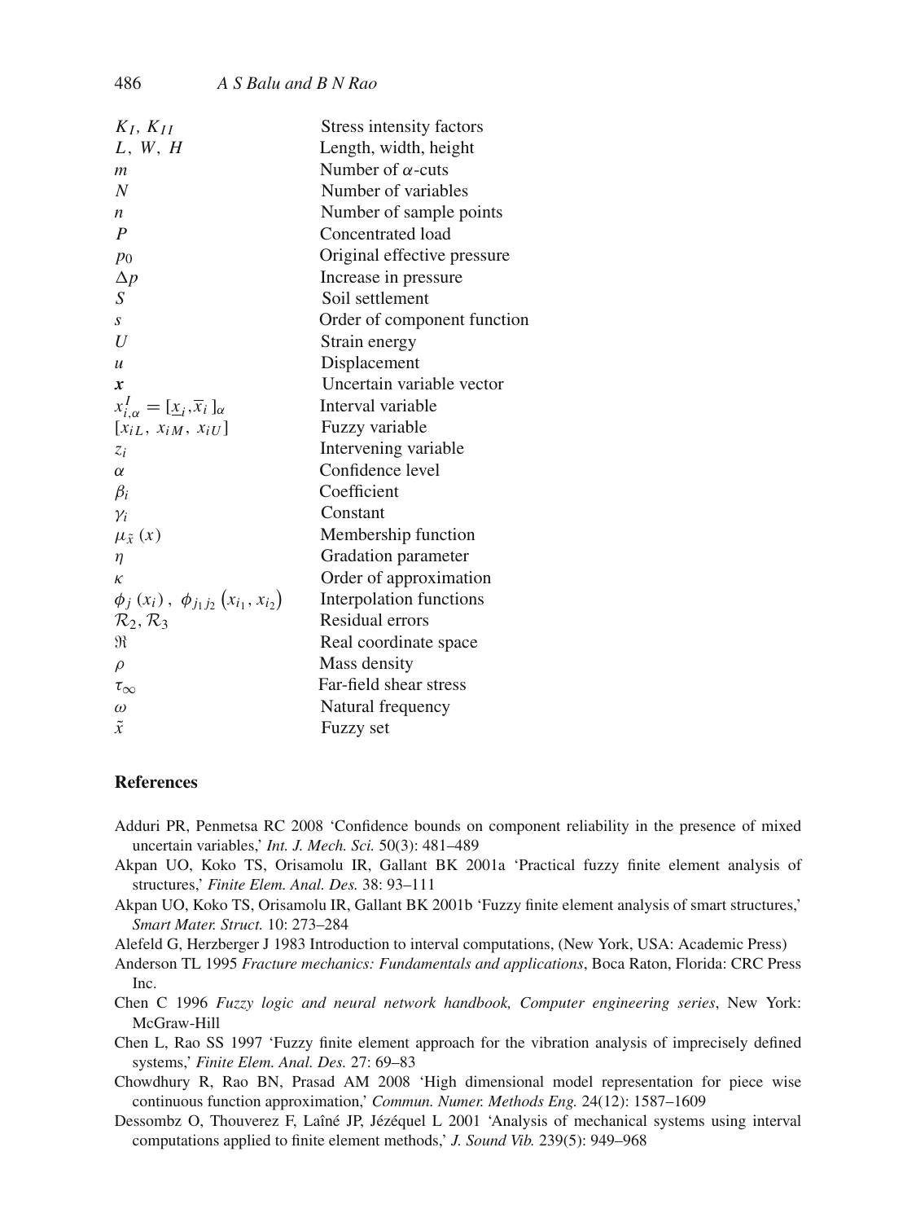| | |
|---|---|
| $K_I$, $K_{II}$ | Stress intensity factors |
| $L$, $W$, $H$ | Length, width, height |
| $m$ | Number of $\alpha$-cuts |
| $N$ | Number of variables |
| $n$ | Number of sample points |
| $P$ | Concentrated load |
| $p_0$ | Original effective pressure |
| $\Delta p$ | Increase in pressure |
| $S$ | Soil settlement |
| $s$ | Order of component function |
| $U$ | Strain energy |
| $u$ | Displacement |
| $\boldsymbol{x}$ | Uncertain variable vector |
| $x^I_{i,\alpha} = [\underline{x}_i, \overline{x}_i]_\alpha$ | Interval variable |
| $[x_{iL},\ x_{iM},\ x_{iU}]$ | Fuzzy variable |
| $z_i$ | Intervening variable |
| $\alpha$ | Confidence level |
| $\beta_i$ | Coefficient |
| $\gamma_i$ | Constant |
| $\mu_{\tilde{x}}(x)$ | Membership function |
| $\eta$ | Gradation parameter |
| $\kappa$ | Order of approximation |
| $\phi_j(x_i)$, $\phi_{j_1 j_2}(x_{i_1}, x_{i_2})$ | Interpolation functions |
| $\mathcal{R}_2, \mathcal{R}_3$ | Residual errors |
| $\Re$ | Real coordinate space |
| $\rho$ | Mass density |
| $\tau_\infty$ | Far-field shear stress |
| $\omega$ | Natural frequency |
| $\tilde{x}$ | Fuzzy set |

## References

Adduri PR, Penmetsa RC 2008 'Confidence bounds on component reliability in the presence of mixed uncertain variables,' *Int. J. Mech. Sci.* 50(3): 481–489

Akpan UO, Koko TS, Orisamolu IR, Gallant BK 2001a 'Practical fuzzy finite element analysis of structures,' *Finite Elem. Anal. Des.* 38: 93–111

Akpan UO, Koko TS, Orisamolu IR, Gallant BK 2001b 'Fuzzy finite element analysis of smart structures,' *Smart Mater. Struct.* 10: 273–284

Alefeld G, Herzberger J 1983 Introduction to interval computations, (New York, USA: Academic Press)

Anderson TL 1995 *Fracture mechanics: Fundamentals and applications*, Boca Raton, Florida: CRC Press Inc.

Chen C 1996 *Fuzzy logic and neural network handbook, Computer engineering series*, New York: McGraw-Hill

Chen L, Rao SS 1997 'Fuzzy finite element approach for the vibration analysis of imprecisely defined systems,' *Finite Elem. Anal. Des.* 27: 69–83

Chowdhury R, Rao BN, Prasad AM 2008 'High dimensional model representation for piece wise continuous function approximation,' *Commun. Numer. Methods Eng.* 24(12): 1587–1609

Dessombz O, Thouverez F, Laîné JP, Jézéquel L 2001 'Analysis of mechanical systems using interval computations applied to finite element methods,' *J. Sound Vib.* 239(5): 949–968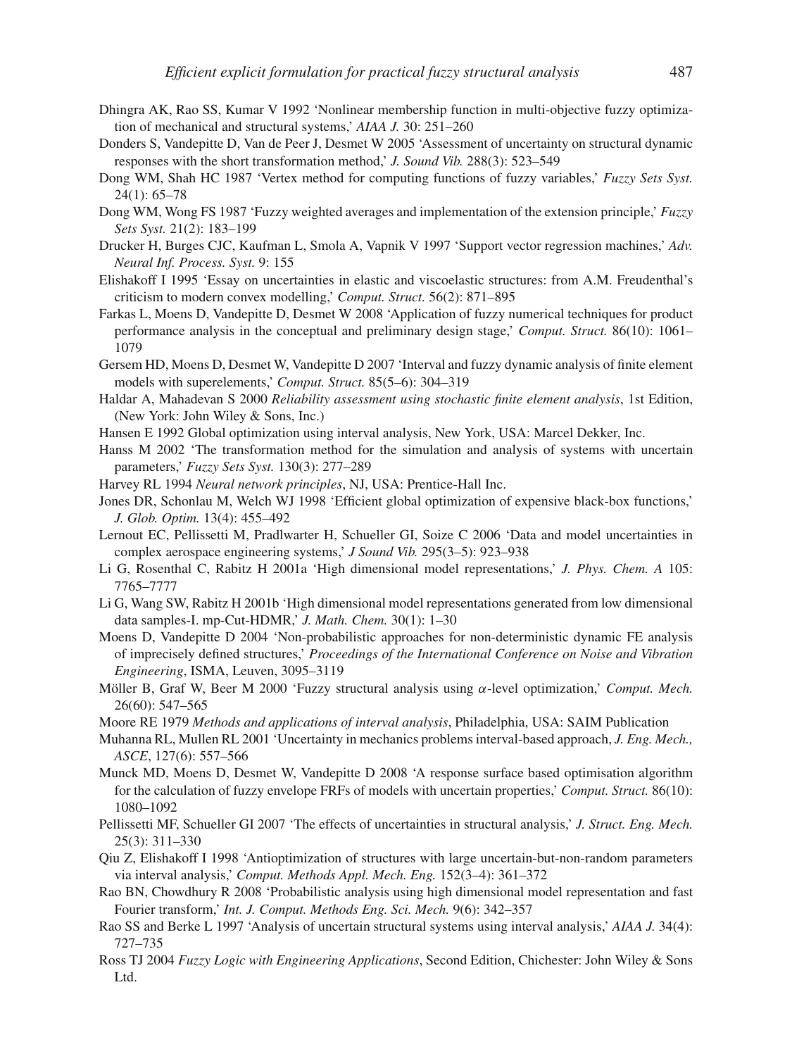Dhingra AK, Rao SS, Kumar V 1992 'Nonlinear membership function in multi-objective fuzzy optimization of mechanical and structural systems,' *AIAA J.* 30: 251–260

Donders S, Vandepitte D, Van de Peer J, Desmet W 2005 'Assessment of uncertainty on structural dynamic responses with the short transformation method,' *J. Sound Vib.* 288(3): 523–549

Dong WM, Shah HC 1987 'Vertex method for computing functions of fuzzy variables,' *Fuzzy Sets Syst.* 24(1): 65–78

Dong WM, Wong FS 1987 'Fuzzy weighted averages and implementation of the extension principle,' *Fuzzy Sets Syst.* 21(2): 183–199

Drucker H, Burges CJC, Kaufman L, Smola A, Vapnik V 1997 'Support vector regression machines,' *Adv. Neural Inf. Process. Syst.* 9: 155

Elishakoff I 1995 'Essay on uncertainties in elastic and viscoelastic structures: from A.M. Freudenthal's criticism to modern convex modelling,' *Comput. Struct.* 56(2): 871–895

Farkas L, Moens D, Vandepitte D, Desmet W 2008 'Application of fuzzy numerical techniques for product performance analysis in the conceptual and preliminary design stage,' *Comput. Struct.* 86(10): 1061–1079

Gersem HD, Moens D, Desmet W, Vandepitte D 2007 'Interval and fuzzy dynamic analysis of finite element models with superelements,' *Comput. Struct.* 85(5–6): 304–319

Haldar A, Mahadevan S 2000 *Reliability assessment using stochastic finite element analysis*, 1st Edition, (New York: John Wiley & Sons, Inc.)

Hansen E 1992 Global optimization using interval analysis, New York, USA: Marcel Dekker, Inc.

Hanss M 2002 'The transformation method for the simulation and analysis of systems with uncertain parameters,' *Fuzzy Sets Syst.* 130(3): 277–289

Harvey RL 1994 *Neural network principles*, NJ, USA: Prentice-Hall Inc.

Jones DR, Schonlau M, Welch WJ 1998 'Efficient global optimization of expensive black-box functions,' *J. Glob. Optim.* 13(4): 455–492

Lernout EC, Pellissetti M, Pradlwarter H, Schueller GI, Soize C 2006 'Data and model uncertainties in complex aerospace engineering systems,' *J Sound Vib.* 295(3–5): 923–938

Li G, Rosenthal C, Rabitz H 2001a 'High dimensional model representations,' *J. Phys. Chem. A* 105: 7765–7777

Li G, Wang SW, Rabitz H 2001b 'High dimensional model representations generated from low dimensional data samples-I. mp-Cut-HDMR,' *J. Math. Chem.* 30(1): 1–30

Moens D, Vandepitte D 2004 'Non-probabilistic approaches for non-deterministic dynamic FE analysis of imprecisely defined structures,' *Proceedings of the International Conference on Noise and Vibration Engineering*, ISMA, Leuven, 3095–3119

Möller B, Graf W, Beer M 2000 'Fuzzy structural analysis using $\alpha$-level optimization,' *Comput. Mech.* 26(60): 547–565

Moore RE 1979 *Methods and applications of interval analysis*, Philadelphia, USA: SAIM Publication

Muhanna RL, Mullen RL 2001 'Uncertainty in mechanics problems interval-based approach, *J. Eng. Mech., ASCE*, 127(6): 557–566

Munck MD, Moens D, Desmet W, Vandepitte D 2008 'A response surface based optimisation algorithm for the calculation of fuzzy envelope FRFs of models with uncertain properties,' *Comput. Struct.* 86(10): 1080–1092

Pellissetti MF, Schueller GI 2007 'The effects of uncertainties in structural analysis,' *J. Struct. Eng. Mech.* 25(3): 311–330

Qiu Z, Elishakoff I 1998 'Antioptimization of structures with large uncertain-but-non-random parameters via interval analysis,' *Comput. Methods Appl. Mech. Eng.* 152(3–4): 361–372

Rao BN, Chowdhury R 2008 'Probabilistic analysis using high dimensional model representation and fast Fourier transform,' *Int. J. Comput. Methods Eng. Sci. Mech.* 9(6): 342–357

Rao SS and Berke L 1997 'Analysis of uncertain structural systems using interval analysis,' *AIAA J.* 34(4): 727–735

Ross TJ 2004 *Fuzzy Logic with Engineering Applications*, Second Edition, Chichester: John Wiley & Sons Ltd.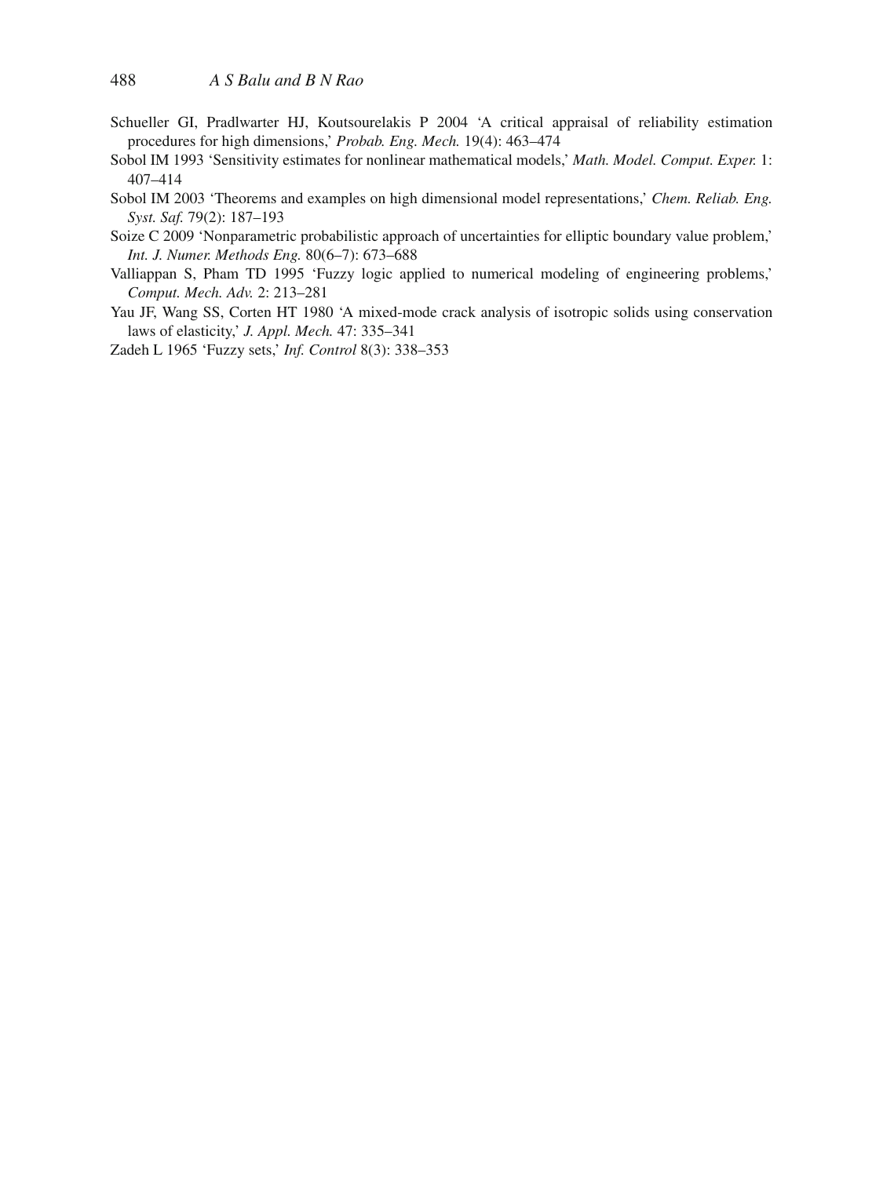Schueller GI, Pradlwarter HJ, Koutsourelakis P 2004 'A critical appraisal of reliability estimation procedures for high dimensions,' *Probab. Eng. Mech.* 19(4): 463–474

Sobol IM 1993 'Sensitivity estimates for nonlinear mathematical models,' *Math. Model. Comput. Exper.* 1: 407–414

Sobol IM 2003 'Theorems and examples on high dimensional model representations,' *Chem. Reliab. Eng. Syst. Saf.* 79(2): 187–193

Soize C 2009 'Nonparametric probabilistic approach of uncertainties for elliptic boundary value problem,' *Int. J. Numer. Methods Eng.* 80(6–7): 673–688

Valliappan S, Pham TD 1995 'Fuzzy logic applied to numerical modeling of engineering problems,' *Comput. Mech. Adv.* 2: 213–281

Yau JF, Wang SS, Corten HT 1980 'A mixed-mode crack analysis of isotropic solids using conservation laws of elasticity,' *J. Appl. Mech.* 47: 335–341

Zadeh L 1965 'Fuzzy sets,' *Inf. Control* 8(3): 338–353